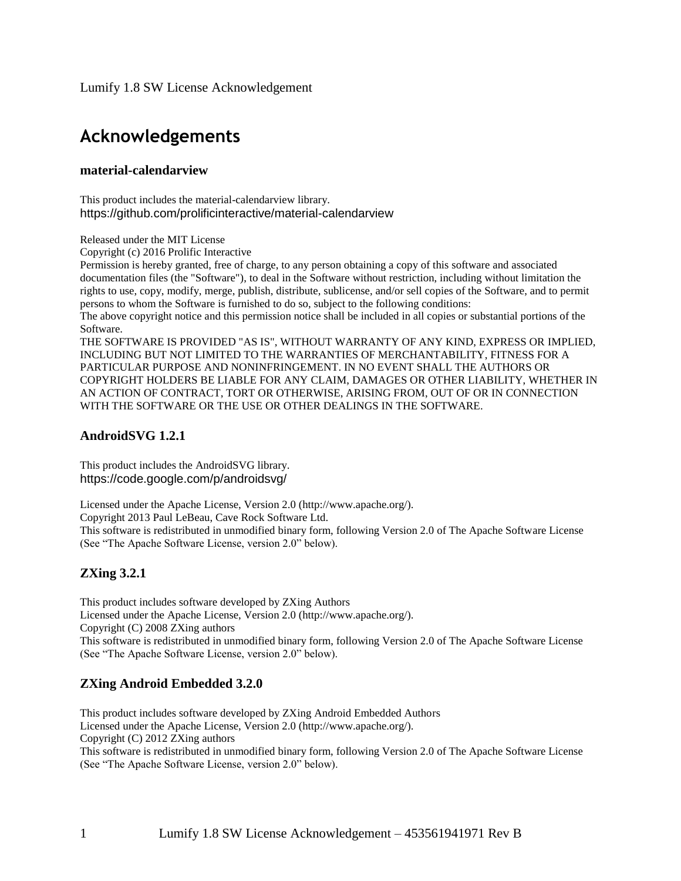Lumify 1.8 SW License Acknowledgement

# Acknowledgements

### material-calendarview

This product includes the material-calendarview library.
https://github.com/prolificinteractive/material-calendarview

Released under the MIT License
Copyright (c) 2016 Prolific Interactive
Permission is hereby granted, free of charge, to any person obtaining a copy of this software and associated documentation files (the "Software"), to deal in the Software without restriction, including without limitation the rights to use, copy, modify, merge, publish, distribute, sublicense, and/or sell copies of the Software, and to permit persons to whom the Software is furnished to do so, subject to the following conditions:
The above copyright notice and this permission notice shall be included in all copies or substantial portions of the Software.
THE SOFTWARE IS PROVIDED "AS IS", WITHOUT WARRANTY OF ANY KIND, EXPRESS OR IMPLIED, INCLUDING BUT NOT LIMITED TO THE WARRANTIES OF MERCHANTABILITY, FITNESS FOR A PARTICULAR PURPOSE AND NONINFRINGEMENT. IN NO EVENT SHALL THE AUTHORS OR COPYRIGHT HOLDERS BE LIABLE FOR ANY CLAIM, DAMAGES OR OTHER LIABILITY, WHETHER IN AN ACTION OF CONTRACT, TORT OR OTHERWISE, ARISING FROM, OUT OF OR IN CONNECTION WITH THE SOFTWARE OR THE USE OR OTHER DEALINGS IN THE SOFTWARE.

## AndroidSVG 1.2.1

This product includes the AndroidSVG library.
https://code.google.com/p/androidsvg/

Licensed under the Apache License, Version 2.0 (http://www.apache.org/).
Copyright 2013 Paul LeBeau, Cave Rock Software Ltd.
This software is redistributed in unmodified binary form, following Version 2.0 of The Apache Software License (See "The Apache Software License, version 2.0" below).

## ZXing 3.2.1

This product includes software developed by ZXing Authors
Licensed under the Apache License, Version 2.0 (http://www.apache.org/).
Copyright (C) 2008 ZXing authors
This software is redistributed in unmodified binary form, following Version 2.0 of The Apache Software License (See "The Apache Software License, version 2.0" below).

## ZXing Android Embedded 3.2.0

This product includes software developed by ZXing Android Embedded Authors
Licensed under the Apache License, Version 2.0 (http://www.apache.org/).
Copyright (C) 2012 ZXing authors
This software is redistributed in unmodified binary form, following Version 2.0 of The Apache Software License (See "The Apache Software License, version 2.0" below).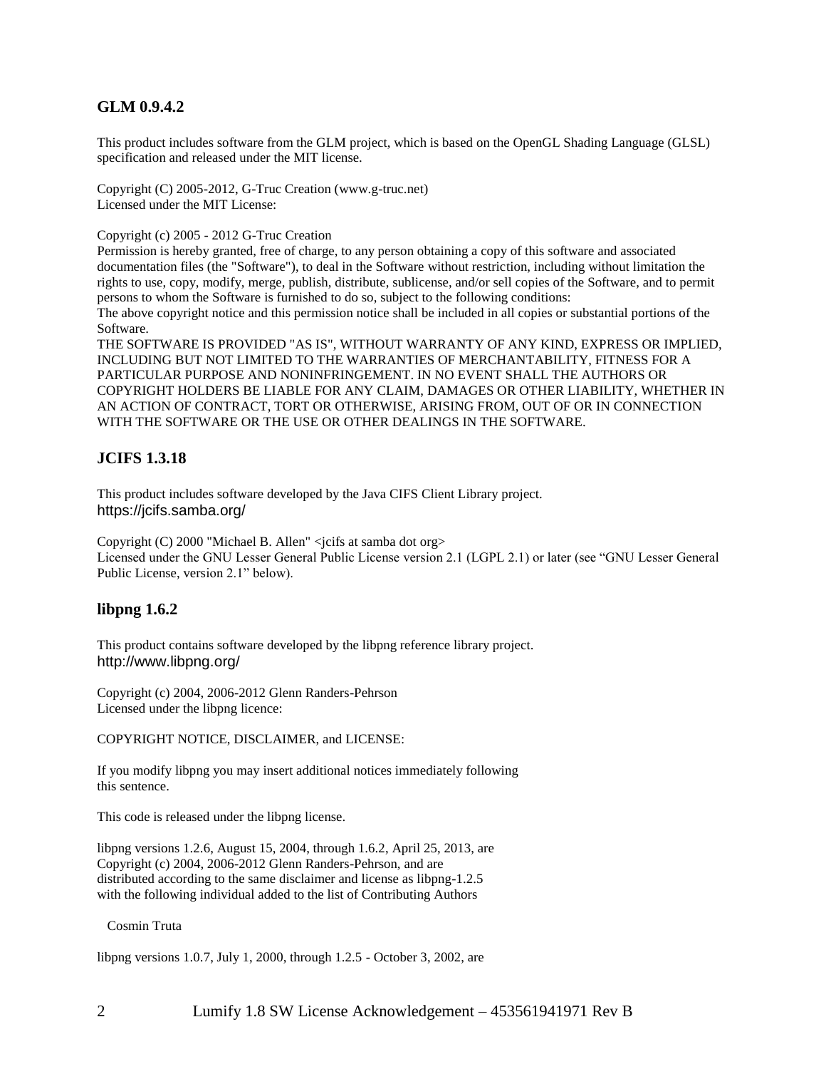### GLM 0.9.4.2

This product includes software from the GLM project, which is based on the OpenGL Shading Language (GLSL) specification and released under the MIT license.

Copyright (C) 2005-2012, G-Truc Creation (www.g-truc.net)
Licensed under the MIT License:

Copyright (c) 2005 - 2012 G-Truc Creation
Permission is hereby granted, free of charge, to any person obtaining a copy of this software and associated documentation files (the "Software"), to deal in the Software without restriction, including without limitation the rights to use, copy, modify, merge, publish, distribute, sublicense, and/or sell copies of the Software, and to permit persons to whom the Software is furnished to do so, subject to the following conditions:
The above copyright notice and this permission notice shall be included in all copies or substantial portions of the Software.
THE SOFTWARE IS PROVIDED "AS IS", WITHOUT WARRANTY OF ANY KIND, EXPRESS OR IMPLIED, INCLUDING BUT NOT LIMITED TO THE WARRANTIES OF MERCHANTABILITY, FITNESS FOR A PARTICULAR PURPOSE AND NONINFRINGEMENT. IN NO EVENT SHALL THE AUTHORS OR COPYRIGHT HOLDERS BE LIABLE FOR ANY CLAIM, DAMAGES OR OTHER LIABILITY, WHETHER IN AN ACTION OF CONTRACT, TORT OR OTHERWISE, ARISING FROM, OUT OF OR IN CONNECTION WITH THE SOFTWARE OR THE USE OR OTHER DEALINGS IN THE SOFTWARE.

### JCIFS 1.3.18

This product includes software developed by the Java CIFS Client Library project.
https://jcifs.samba.org/

Copyright (C) 2000 "Michael B. Allen" <jcifs at samba dot org>
Licensed under the GNU Lesser General Public License version 2.1 (LGPL 2.1) or later (see "GNU Lesser General Public License, version 2.1" below).

### libpng 1.6.2

This product contains software developed by the libpng reference library project.
http://www.libpng.org/

Copyright (c) 2004, 2006-2012 Glenn Randers-Pehrson
Licensed under the libpng licence:

COPYRIGHT NOTICE, DISCLAIMER, and LICENSE:

If you modify libpng you may insert additional notices immediately following
this sentence.

This code is released under the libpng license.

libpng versions 1.2.6, August 15, 2004, through 1.6.2, April 25, 2013, are
Copyright (c) 2004, 2006-2012 Glenn Randers-Pehrson, and are
distributed according to the same disclaimer and license as libpng-1.2.5
with the following individual added to the list of Contributing Authors

Cosmin Truta

libpng versions 1.0.7, July 1, 2000, through 1.2.5 - October 3, 2002, are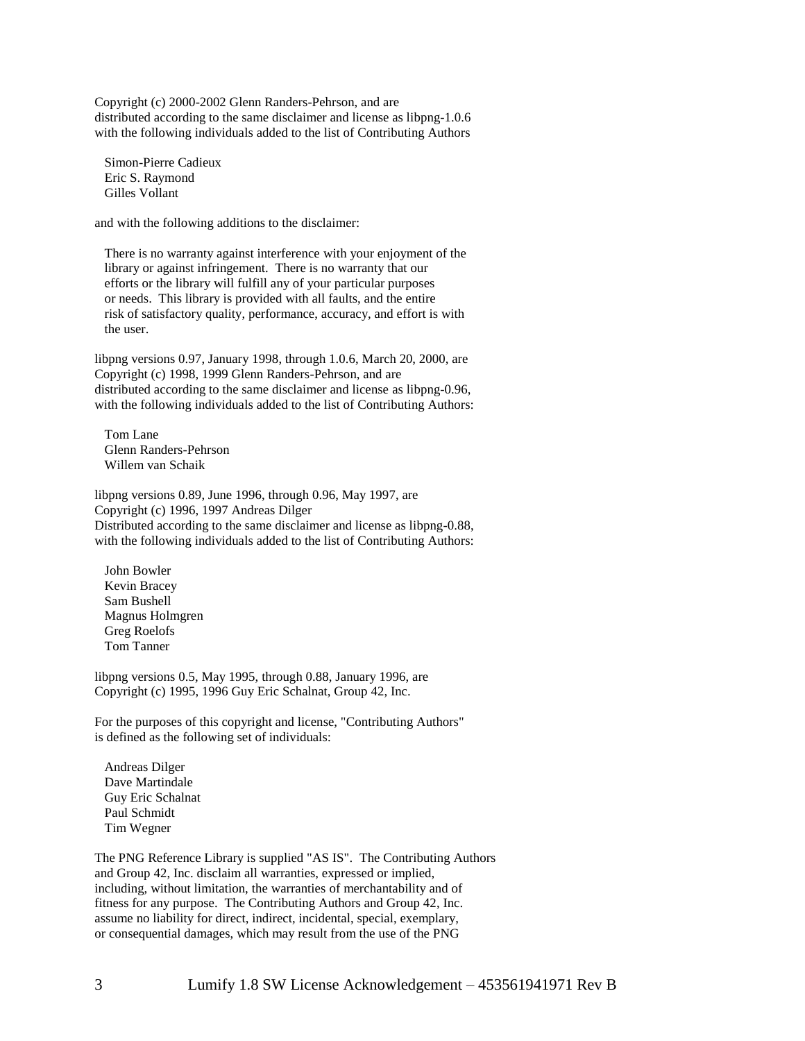Copyright (c) 2000-2002 Glenn Randers-Pehrson, and are
distributed according to the same disclaimer and license as libpng-1.0.6
with the following individuals added to the list of Contributing Authors

Simon-Pierre Cadieux
Eric S. Raymond
Gilles Vollant

and with the following additions to the disclaimer:

There is no warranty against interference with your enjoyment of the library or against infringement. There is no warranty that our efforts or the library will fulfill any of your particular purposes or needs. This library is provided with all faults, and the entire risk of satisfactory quality, performance, accuracy, and effort is with the user.

libpng versions 0.97, January 1998, through 1.0.6, March 20, 2000, are
Copyright (c) 1998, 1999 Glenn Randers-Pehrson, and are
distributed according to the same disclaimer and license as libpng-0.96,
with the following individuals added to the list of Contributing Authors:

Tom Lane
Glenn Randers-Pehrson
Willem van Schaik

libpng versions 0.89, June 1996, through 0.96, May 1997, are
Copyright (c) 1996, 1997 Andreas Dilger
Distributed according to the same disclaimer and license as libpng-0.88,
with the following individuals added to the list of Contributing Authors:

John Bowler
Kevin Bracey
Sam Bushell
Magnus Holmgren
Greg Roelofs
Tom Tanner

libpng versions 0.5, May 1995, through 0.88, January 1996, are
Copyright (c) 1995, 1996 Guy Eric Schalnat, Group 42, Inc.

For the purposes of this copyright and license, "Contributing Authors"
is defined as the following set of individuals:

Andreas Dilger
Dave Martindale
Guy Eric Schalnat
Paul Schmidt
Tim Wegner

The PNG Reference Library is supplied "AS IS". The Contributing Authors
and Group 42, Inc. disclaim all warranties, expressed or implied,
including, without limitation, the warranties of merchantability and of
fitness for any purpose. The Contributing Authors and Group 42, Inc.
assume no liability for direct, indirect, incidental, special, exemplary,
or consequential damages, which may result from the use of the PNG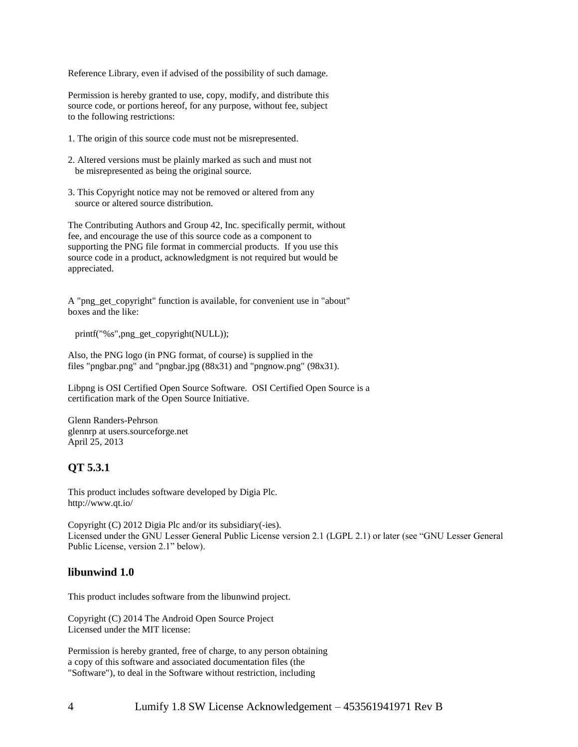Reference Library, even if advised of the possibility of such damage.

Permission is hereby granted to use, copy, modify, and distribute this source code, or portions hereof, for any purpose, without fee, subject to the following restrictions:

1. The origin of this source code must not be misrepresented.

2. Altered versions must be plainly marked as such and must not be misrepresented as being the original source.

3. This Copyright notice may not be removed or altered from any source or altered source distribution.

The Contributing Authors and Group 42, Inc. specifically permit, without fee, and encourage the use of this source code as a component to supporting the PNG file format in commercial products. If you use this source code in a product, acknowledgment is not required but would be appreciated.

A "png_get_copyright" function is available, for convenient use in "about" boxes and the like:

```
printf("%s",png_get_copyright(NULL));
```

Also, the PNG logo (in PNG format, of course) is supplied in the files "pngbar.png" and "pngbar.jpg (88x31) and "pngnow.png" (98x31).

Libpng is OSI Certified Open Source Software. OSI Certified Open Source is a certification mark of the Open Source Initiative.

Glenn Randers-Pehrson
glennrp at users.sourceforge.net
April 25, 2013

## QT 5.3.1

This product includes software developed by Digia Plc.
http://www.qt.io/

Copyright (C) 2012 Digia Plc and/or its subsidiary(-ies).
Licensed under the GNU Lesser General Public License version 2.1 (LGPL 2.1) or later (see "GNU Lesser General Public License, version 2.1" below).

## libunwind 1.0

This product includes software from the libunwind project.

Copyright (C) 2014 The Android Open Source Project
Licensed under the MIT license:

Permission is hereby granted, free of charge, to any person obtaining a copy of this software and associated documentation files (the "Software"), to deal in the Software without restriction, including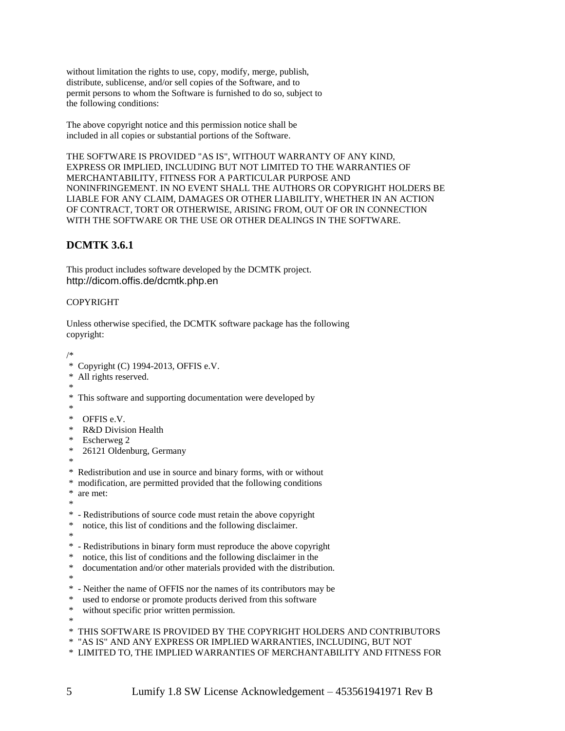without limitation the rights to use, copy, modify, merge, publish,
distribute, sublicense, and/or sell copies of the Software, and to
permit persons to whom the Software is furnished to do so, subject to
the following conditions:

The above copyright notice and this permission notice shall be
included in all copies or substantial portions of the Software.

THE SOFTWARE IS PROVIDED "AS IS", WITHOUT WARRANTY OF ANY KIND,
EXPRESS OR IMPLIED, INCLUDING BUT NOT LIMITED TO THE WARRANTIES OF
MERCHANTABILITY, FITNESS FOR A PARTICULAR PURPOSE AND
NONINFRINGEMENT. IN NO EVENT SHALL THE AUTHORS OR COPYRIGHT HOLDERS BE
LIABLE FOR ANY CLAIM, DAMAGES OR OTHER LIABILITY, WHETHER IN AN ACTION
OF CONTRACT, TORT OR OTHERWISE, ARISING FROM, OUT OF OR IN CONNECTION
WITH THE SOFTWARE OR THE USE OR OTHER DEALINGS IN THE SOFTWARE.

## DCMTK 3.6.1

This product includes software developed by the DCMTK project.
http://dicom.offis.de/dcmtk.php.en

COPYRIGHT

Unless otherwise specified, the DCMTK software package has the following
copyright:

```
/*
 *  Copyright (C) 1994-2013, OFFIS e.V.
 *  All rights reserved.
 *
 *  This software and supporting documentation were developed by
 *
 *    OFFIS e.V.
 *    R&D Division Health
 *    Escherweg 2
 *    26121 Oldenburg, Germany
 *
 *  Redistribution and use in source and binary forms, with or without
 *  modification, are permitted provided that the following conditions
 *  are met:
 *
 *  - Redistributions of source code must retain the above copyright
 *    notice, this list of conditions and the following disclaimer.
 *
 *  - Redistributions in binary form must reproduce the above copyright
 *    notice, this list of conditions and the following disclaimer in the
 *    documentation and/or other materials provided with the distribution.
 *
 *  - Neither the name of OFFIS nor the names of its contributors may be
 *    used to endorse or promote products derived from this software
 *    without specific prior written permission.
 *
 *  THIS SOFTWARE IS PROVIDED BY THE COPYRIGHT HOLDERS AND CONTRIBUTORS
 *  "AS IS" AND ANY EXPRESS OR IMPLIED WARRANTIES, INCLUDING, BUT NOT
 *  LIMITED TO, THE IMPLIED WARRANTIES OF MERCHANTABILITY AND FITNESS FOR
```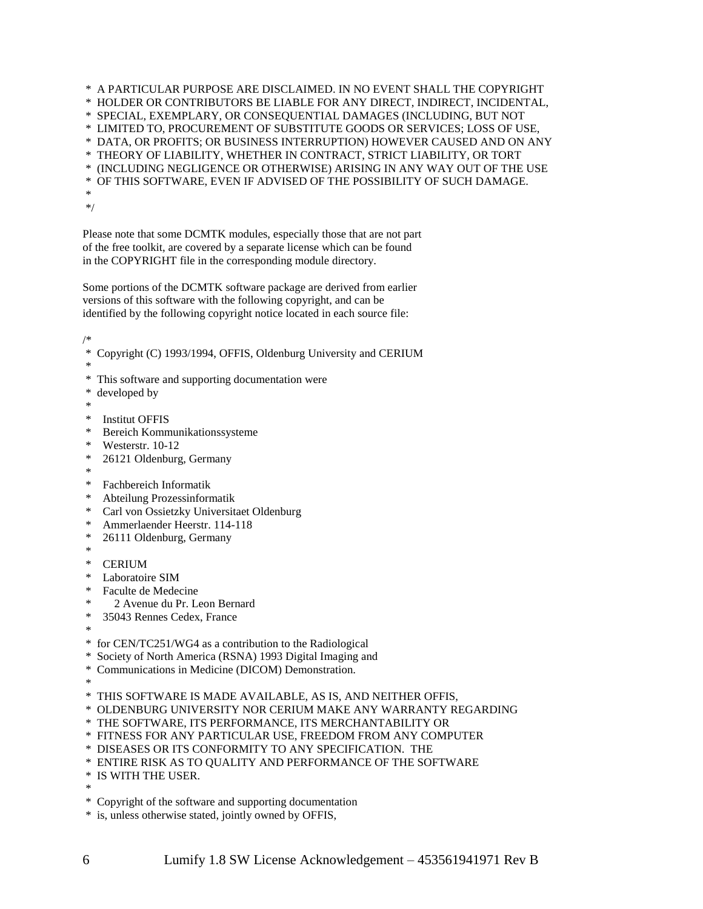```
 *  A PARTICULAR PURPOSE ARE DISCLAIMED. IN NO EVENT SHALL THE COPYRIGHT
 *  HOLDER OR CONTRIBUTORS BE LIABLE FOR ANY DIRECT, INDIRECT, INCIDENTAL,
 *  SPECIAL, EXEMPLARY, OR CONSEQUENTIAL DAMAGES (INCLUDING, BUT NOT
 *  LIMITED TO, PROCUREMENT OF SUBSTITUTE GOODS OR SERVICES; LOSS OF USE,
 *  DATA, OR PROFITS; OR BUSINESS INTERRUPTION) HOWEVER CAUSED AND ON ANY
 *  THEORY OF LIABILITY, WHETHER IN CONTRACT, STRICT LIABILITY, OR TORT
 *  (INCLUDING NEGLIGENCE OR OTHERWISE) ARISING IN ANY WAY OUT OF THE USE
 *  OF THIS SOFTWARE, EVEN IF ADVISED OF THE POSSIBILITY OF SUCH DAMAGE.
 *
 */
```

Please note that some DCMTK modules, especially those that are not part of the free toolkit, are covered by a separate license which can be found in the COPYRIGHT file in the corresponding module directory.

Some portions of the DCMTK software package are derived from earlier versions of this software with the following copyright, and can be identified by the following copyright notice located in each source file:

```
/*
 *  Copyright (C) 1993/1994, OFFIS, Oldenburg University and CERIUM
 *
 *  This software and supporting documentation were
 *  developed by
 *
 *    Institut OFFIS
 *    Bereich Kommunikationssysteme
 *    Westerstr. 10-12
 *    26121 Oldenburg, Germany
 *
 *    Fachbereich Informatik
 *    Abteilung Prozessinformatik
 *    Carl von Ossietzky Universitaet Oldenburg
 *    Ammerlaender Heerstr. 114-118
 *    26111 Oldenburg, Germany
 *
 *    CERIUM
 *    Laboratoire SIM
 *    Faculte de Medecine
 *       2 Avenue du Pr. Leon Bernard
 *    35043 Rennes Cedex, France
 *
 *  for CEN/TC251/WG4 as a contribution to the Radiological
 *  Society of North America (RSNA) 1993 Digital Imaging and
 *  Communications in Medicine (DICOM) Demonstration.
 *
 *  THIS SOFTWARE IS MADE AVAILABLE, AS IS, AND NEITHER OFFIS,
 *  OLDENBURG UNIVERSITY NOR CERIUM MAKE ANY WARRANTY REGARDING
 *  THE SOFTWARE, ITS PERFORMANCE, ITS MERCHANTABILITY OR
 *  FITNESS FOR ANY PARTICULAR USE, FREEDOM FROM ANY COMPUTER
 *  DISEASES OR ITS CONFORMITY TO ANY SPECIFICATION.  THE
 *  ENTIRE RISK AS TO QUALITY AND PERFORMANCE OF THE SOFTWARE
 *  IS WITH THE USER.
 *
 *  Copyright of the software and supporting documentation
 *  is, unless otherwise stated, jointly owned by OFFIS,
```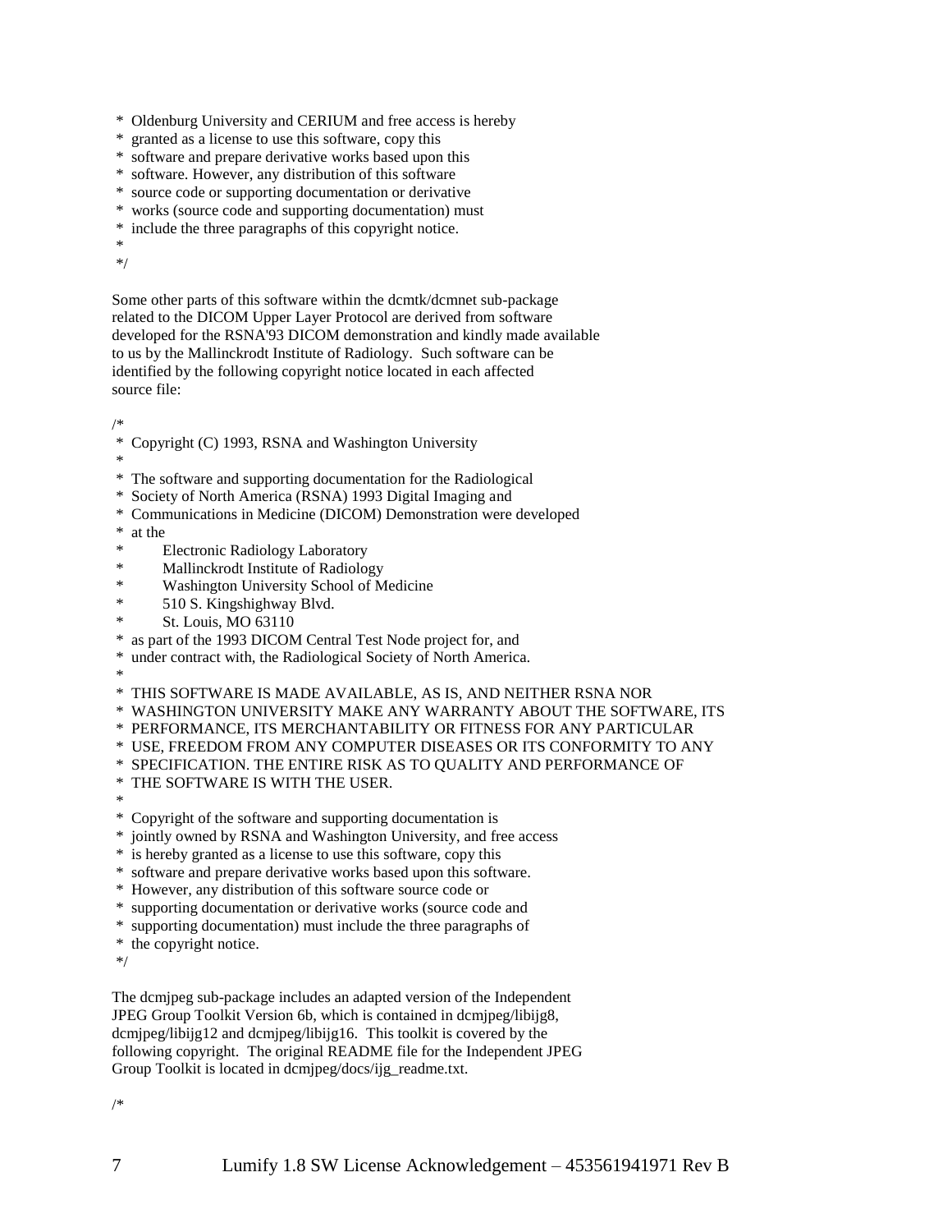```
 * Oldenburg University and CERIUM and free access is hereby
 * granted as a license to use this software, copy this
 * software and prepare derivative works based upon this
 * software. However, any distribution of this software
 * source code or supporting documentation or derivative
 * works (source code and supporting documentation) must
 * include the three paragraphs of this copyright notice.
 *
 */
```

Some other parts of this software within the dcmtk/dcmnet sub-package related to the DICOM Upper Layer Protocol are derived from software developed for the RSNA'93 DICOM demonstration and kindly made available to us by the Mallinckrodt Institute of Radiology. Such software can be identified by the following copyright notice located in each affected source file:

```
/*
 * Copyright (C) 1993, RSNA and Washington University
 *
 * The software and supporting documentation for the Radiological
 * Society of North America (RSNA) 1993 Digital Imaging and
 * Communications in Medicine (DICOM) Demonstration were developed
 * at the
 *         Electronic Radiology Laboratory
 *         Mallinckrodt Institute of Radiology
 *         Washington University School of Medicine
 *         510 S. Kingshighway Blvd.
 *         St. Louis, MO 63110
 * as part of the 1993 DICOM Central Test Node project for, and
 * under contract with, the Radiological Society of North America.
 *
 * THIS SOFTWARE IS MADE AVAILABLE, AS IS, AND NEITHER RSNA NOR
 * WASHINGTON UNIVERSITY MAKE ANY WARRANTY ABOUT THE SOFTWARE, ITS
 * PERFORMANCE, ITS MERCHANTABILITY OR FITNESS FOR ANY PARTICULAR
 * USE, FREEDOM FROM ANY COMPUTER DISEASES OR ITS CONFORMITY TO ANY
 * SPECIFICATION. THE ENTIRE RISK AS TO QUALITY AND PERFORMANCE OF
 * THE SOFTWARE IS WITH THE USER.
 *
 * Copyright of the software and supporting documentation is
 * jointly owned by RSNA and Washington University, and free access
 * is hereby granted as a license to use this software, copy this
 * software and prepare derivative works based upon this software.
 * However, any distribution of this software source code or
 * supporting documentation or derivative works (source code and
 * supporting documentation) must include the three paragraphs of
 * the copyright notice.
 */
```

The dcmjpeg sub-package includes an adapted version of the Independent JPEG Group Toolkit Version 6b, which is contained in dcmjpeg/libijg8, dcmjpeg/libijg12 and dcmjpeg/libijg16. This toolkit is covered by the following copyright. The original README file for the Independent JPEG Group Toolkit is located in dcmjpeg/docs/ijg_readme.txt.

```
/*
```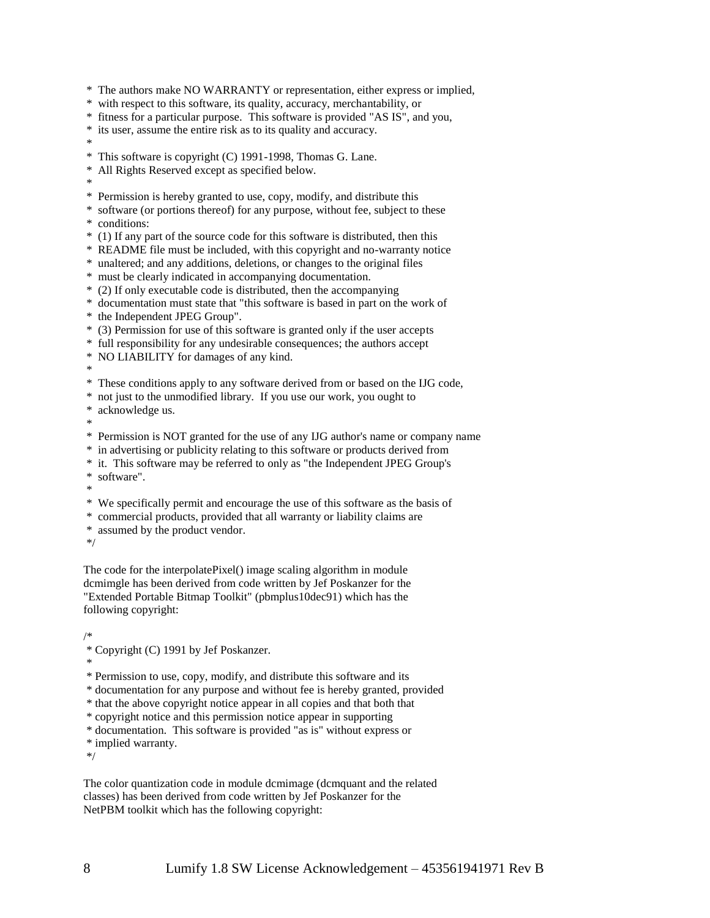```
 * The authors make NO WARRANTY or representation, either express or implied,
 * with respect to this software, its quality, accuracy, merchantability, or
 * fitness for a particular purpose.  This software is provided "AS IS", and you,
 * its user, assume the entire risk as to its quality and accuracy.
 *
 * This software is copyright (C) 1991-1998, Thomas G. Lane.
 * All Rights Reserved except as specified below.
 *
 * Permission is hereby granted to use, copy, modify, and distribute this
 * software (or portions thereof) for any purpose, without fee, subject to these
 * conditions:
 * (1) If any part of the source code for this software is distributed, then this
 * README file must be included, with this copyright and no-warranty notice
 * unaltered; and any additions, deletions, or changes to the original files
 * must be clearly indicated in accompanying documentation.
 * (2) If only executable code is distributed, then the accompanying
 * documentation must state that "this software is based in part on the work of
 * the Independent JPEG Group".
 * (3) Permission for use of this software is granted only if the user accepts
 * full responsibility for any undesirable consequences; the authors accept
 * NO LIABILITY for damages of any kind.
 *
 * These conditions apply to any software derived from or based on the IJG code,
 * not just to the unmodified library.  If you use our work, you ought to
 * acknowledge us.
 *
 * Permission is NOT granted for the use of any IJG author's name or company name
 * in advertising or publicity relating to this software or products derived from
 * it.  This software may be referred to only as "the Independent JPEG Group's
 * software".
 *
 * We specifically permit and encourage the use of this software as the basis of
 * commercial products, provided that all warranty or liability claims are
 * assumed by the product vendor.
 */
```

The code for the interpolatePixel() image scaling algorithm in module dcmimgle has been derived from code written by Jef Poskanzer for the "Extended Portable Bitmap Toolkit" (pbmplus10dec91) which has the following copyright:

```
/*
 * Copyright (C) 1991 by Jef Poskanzer.
 *
 * Permission to use, copy, modify, and distribute this software and its
 * documentation for any purpose and without fee is hereby granted, provided
 * that the above copyright notice appear in all copies and that both that
 * copyright notice and this permission notice appear in supporting
 * documentation.  This software is provided "as is" without express or
 * implied warranty.
 */
```

The color quantization code in module dcmimage (dcmquant and the related classes) has been derived from code written by Jef Poskanzer for the NetPBM toolkit which has the following copyright: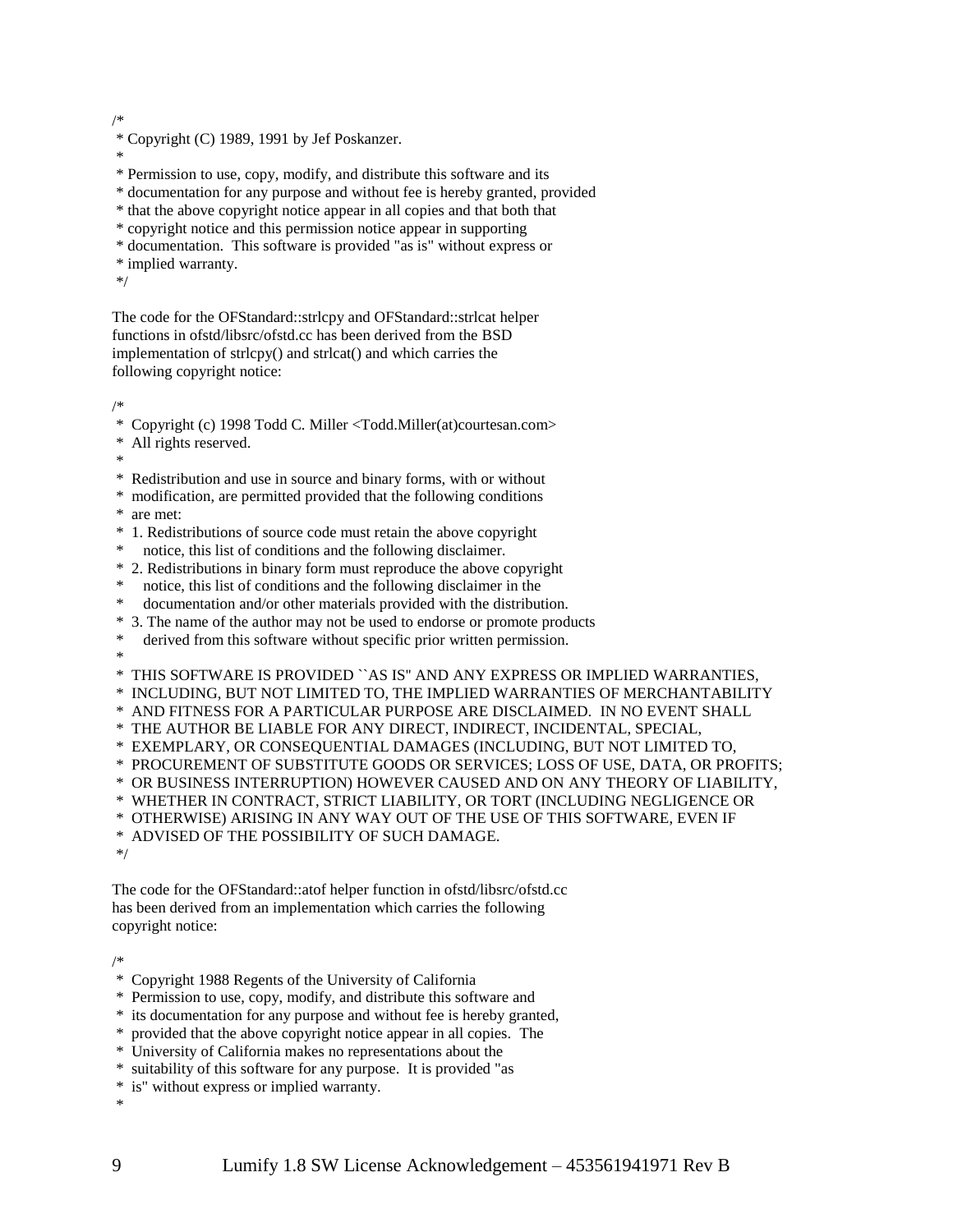```
/*
 * Copyright (C) 1989, 1991 by Jef Poskanzer.
 *
 * Permission to use, copy, modify, and distribute this software and its
 * documentation for any purpose and without fee is hereby granted, provided
 * that the above copyright notice appear in all copies and that both that
 * copyright notice and this permission notice appear in supporting
 * documentation.  This software is provided "as is" without express or
 * implied warranty.
 */
```

The code for the OFStandard::strlcpy and OFStandard::strlcat helper functions in ofstd/libsrc/ofstd.cc has been derived from the BSD implementation of strlcpy() and strlcat() and which carries the following copyright notice:

```
/*
 *  Copyright (c) 1998 Todd C. Miller <Todd.Miller(at)courtesan.com>
 *  All rights reserved.
 *
 *  Redistribution and use in source and binary forms, with or without
 *  modification, are permitted provided that the following conditions
 *  are met:
 *  1. Redistributions of source code must retain the above copyright
 *     notice, this list of conditions and the following disclaimer.
 *  2. Redistributions in binary form must reproduce the above copyright
 *     notice, this list of conditions and the following disclaimer in the
 *     documentation and/or other materials provided with the distribution.
 *  3. The name of the author may not be used to endorse or promote products
 *     derived from this software without specific prior written permission.
 *
 *  THIS SOFTWARE IS PROVIDED ``AS IS'' AND ANY EXPRESS OR IMPLIED WARRANTIES,
 *  INCLUDING, BUT NOT LIMITED TO, THE IMPLIED WARRANTIES OF MERCHANTABILITY
 *  AND FITNESS FOR A PARTICULAR PURPOSE ARE DISCLAIMED.  IN NO EVENT SHALL
 *  THE AUTHOR BE LIABLE FOR ANY DIRECT, INDIRECT, INCIDENTAL, SPECIAL,
 *  EXEMPLARY, OR CONSEQUENTIAL DAMAGES (INCLUDING, BUT NOT LIMITED TO,
 *  PROCUREMENT OF SUBSTITUTE GOODS OR SERVICES; LOSS OF USE, DATA, OR PROFITS;
 *  OR BUSINESS INTERRUPTION) HOWEVER CAUSED AND ON ANY THEORY OF LIABILITY,
 *  WHETHER IN CONTRACT, STRICT LIABILITY, OR TORT (INCLUDING NEGLIGENCE OR
 *  OTHERWISE) ARISING IN ANY WAY OUT OF THE USE OF THIS SOFTWARE, EVEN IF
 *  ADVISED OF THE POSSIBILITY OF SUCH DAMAGE.
 */
```

The code for the OFStandard::atof helper function in ofstd/libsrc/ofstd.cc has been derived from an implementation which carries the following copyright notice:

```
/*
 *  Copyright 1988 Regents of the University of California
 *  Permission to use, copy, modify, and distribute this software and
 *  its documentation for any purpose and without fee is hereby granted,
 *  provided that the above copyright notice appear in all copies.  The
 *  University of California makes no representations about the
 *  suitability of this software for any purpose.  It is provided "as
 *  is" without express or implied warranty.
 *
```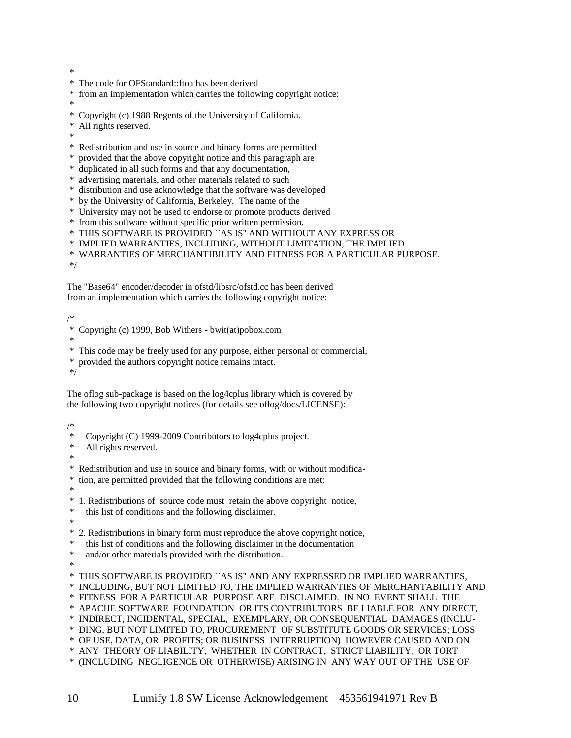```
 *
 *  The code for OFStandard::ftoa has been derived
 *  from an implementation which carries the following copyright notice:
 *
 *  Copyright (c) 1988 Regents of the University of California.
 *  All rights reserved.
 *
 *  Redistribution and use in source and binary forms are permitted
 *  provided that the above copyright notice and this paragraph are
 *  duplicated in all such forms and that any documentation,
 *  advertising materials, and other materials related to such
 *  distribution and use acknowledge that the software was developed
 *  by the University of California, Berkeley.  The name of the
 *  University may not be used to endorse or promote products derived
 *  from this software without specific prior written permission.
 *  THIS SOFTWARE IS PROVIDED ``AS IS'' AND WITHOUT ANY EXPRESS OR
 *  IMPLIED WARRANTIES, INCLUDING, WITHOUT LIMITATION, THE IMPLIED
 *  WARRANTIES OF MERCHANTIBILITY AND FITNESS FOR A PARTICULAR PURPOSE.
 */
```

The "Base64" encoder/decoder in ofstd/libsrc/ofstd.cc has been derived
from an implementation which carries the following copyright notice:

```
/*
 *  Copyright (c) 1999, Bob Withers - bwit(at)pobox.com
 *
 *  This code may be freely used for any purpose, either personal or commercial,
 *  provided the authors copyright notice remains intact.
 */
```

The oflog sub-package is based on the log4cplus library which is covered by
the following two copyright notices (for details see oflog/docs/LICENSE):

```
/*
 *     Copyright (C) 1999-2009 Contributors to log4cplus project.
 *     All rights reserved.
 *
 *  Redistribution and use in source and binary forms, with or without modifica-
 *  tion, are permitted provided that the following conditions are met:
 *
 *  1. Redistributions of  source code must  retain the above copyright  notice,
 *     this list of conditions and the following disclaimer.
 *
 *  2. Redistributions in binary form must reproduce the above copyright notice,
 *     this list of conditions and the following disclaimer in the documentation
 *     and/or other materials provided with the distribution.
 *
 *  THIS SOFTWARE IS PROVIDED ``AS IS'' AND ANY EXPRESSED OR IMPLIED WARRANTIES,
 *  INCLUDING, BUT NOT LIMITED TO, THE IMPLIED WARRANTIES OF MERCHANTABILITY AND
 *  FITNESS  FOR A PARTICULAR  PURPOSE ARE  DISCLAIMED.  IN NO  EVENT SHALL  THE
 *  APACHE SOFTWARE  FOUNDATION  OR ITS CONTRIBUTORS  BE LIABLE FOR  ANY DIRECT,
 *  INDIRECT, INCIDENTAL, SPECIAL,  EXEMPLARY, OR CONSEQUENTIAL  DAMAGES (INCLU-
 *  DING, BUT NOT LIMITED TO, PROCUREMENT  OF SUBSTITUTE GOODS OR SERVICES; LOSS
 *  OF USE, DATA, OR  PROFITS; OR BUSINESS  INTERRUPTION)  HOWEVER CAUSED AND ON
 *  ANY  THEORY OF LIABILITY,  WHETHER  IN CONTRACT,  STRICT LIABILITY,  OR TORT
 *  (INCLUDING  NEGLIGENCE OR  OTHERWISE) ARISING IN  ANY WAY OUT OF THE  USE OF
```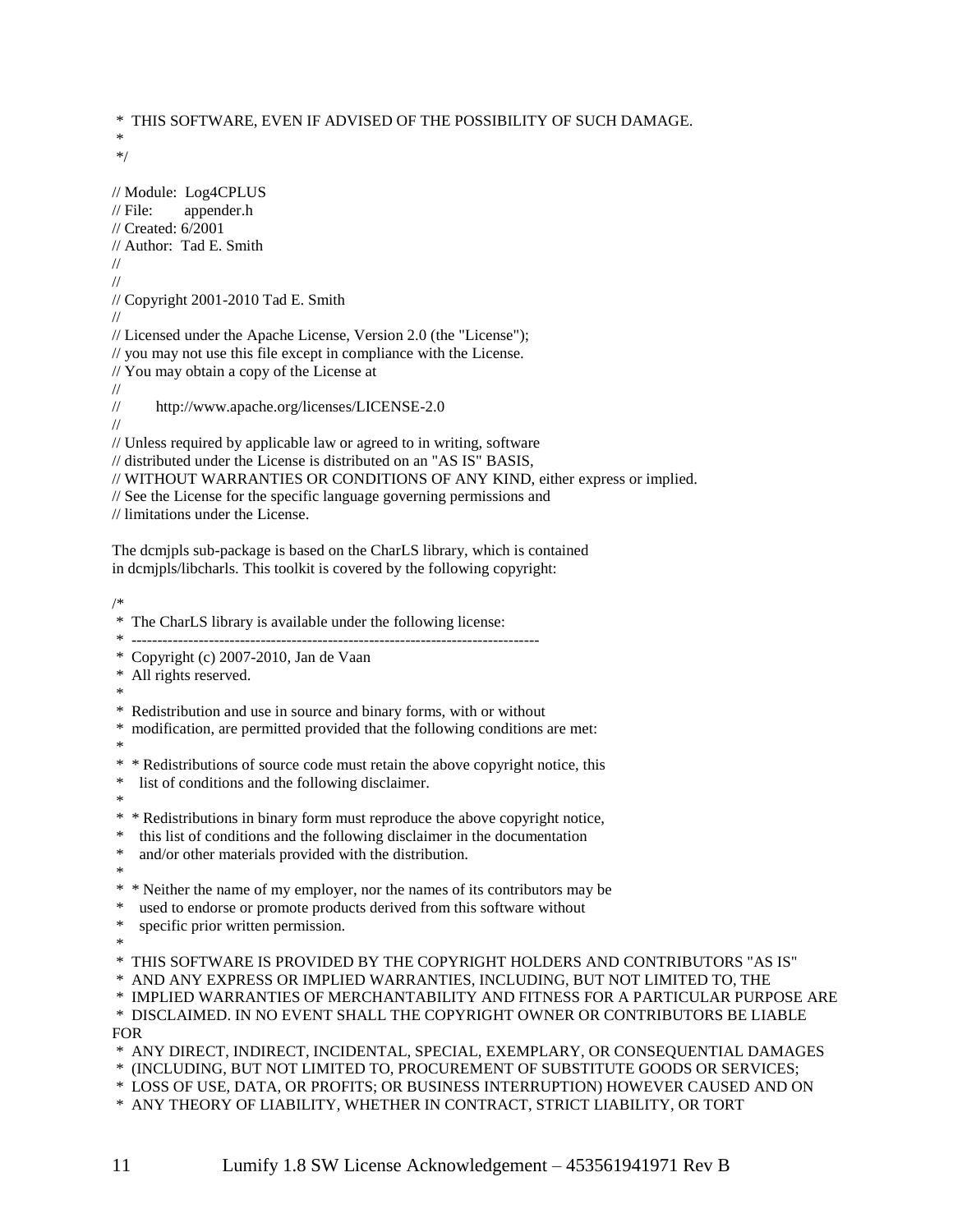\* THIS SOFTWARE, EVEN IF ADVISED OF THE POSSIBILITY OF SUCH DAMAGE.
\*
\*/

// Module: Log4CPLUS
// File: appender.h
// Created: 6/2001
// Author: Tad E. Smith
//
//
// Copyright 2001-2010 Tad E. Smith
//
// Licensed under the Apache License, Version 2.0 (the "License");
// you may not use this file except in compliance with the License.
// You may obtain a copy of the License at
//
// http://www.apache.org/licenses/LICENSE-2.0
//
// Unless required by applicable law or agreed to in writing, software
// distributed under the License is distributed on an "AS IS" BASIS,
// WITHOUT WARRANTIES OR CONDITIONS OF ANY KIND, either express or implied.
// See the License for the specific language governing permissions and
// limitations under the License.

The dcmjpls sub-package is based on the CharLS library, which is contained in dcmjpls/libcharls. This toolkit is covered by the following copyright:

/*
\* The CharLS library is available under the following license:
\* -------------------------------------------------------------------------------
\* Copyright (c) 2007-2010, Jan de Vaan
\* All rights reserved.
\*
\* Redistribution and use in source and binary forms, with or without
\* modification, are permitted provided that the following conditions are met:
\*
\* \* Redistributions of source code must retain the above copyright notice, this
\* list of conditions and the following disclaimer.
\*
\* \* Redistributions in binary form must reproduce the above copyright notice,
\* this list of conditions and the following disclaimer in the documentation
\* and/or other materials provided with the distribution.
\*
\* \* Neither the name of my employer, nor the names of its contributors may be
\* used to endorse or promote products derived from this software without
\* specific prior written permission.
\*
\* THIS SOFTWARE IS PROVIDED BY THE COPYRIGHT HOLDERS AND CONTRIBUTORS "AS IS"
\* AND ANY EXPRESS OR IMPLIED WARRANTIES, INCLUDING, BUT NOT LIMITED TO, THE
\* IMPLIED WARRANTIES OF MERCHANTABILITY AND FITNESS FOR A PARTICULAR PURPOSE ARE
\* DISCLAIMED. IN NO EVENT SHALL THE COPYRIGHT OWNER OR CONTRIBUTORS BE LIABLE FOR
\* ANY DIRECT, INDIRECT, INCIDENTAL, SPECIAL, EXEMPLARY, OR CONSEQUENTIAL DAMAGES
\* (INCLUDING, BUT NOT LIMITED TO, PROCUREMENT OF SUBSTITUTE GOODS OR SERVICES;
\* LOSS OF USE, DATA, OR PROFITS; OR BUSINESS INTERRUPTION) HOWEVER CAUSED AND ON
\* ANY THEORY OF LIABILITY, WHETHER IN CONTRACT, STRICT LIABILITY, OR TORT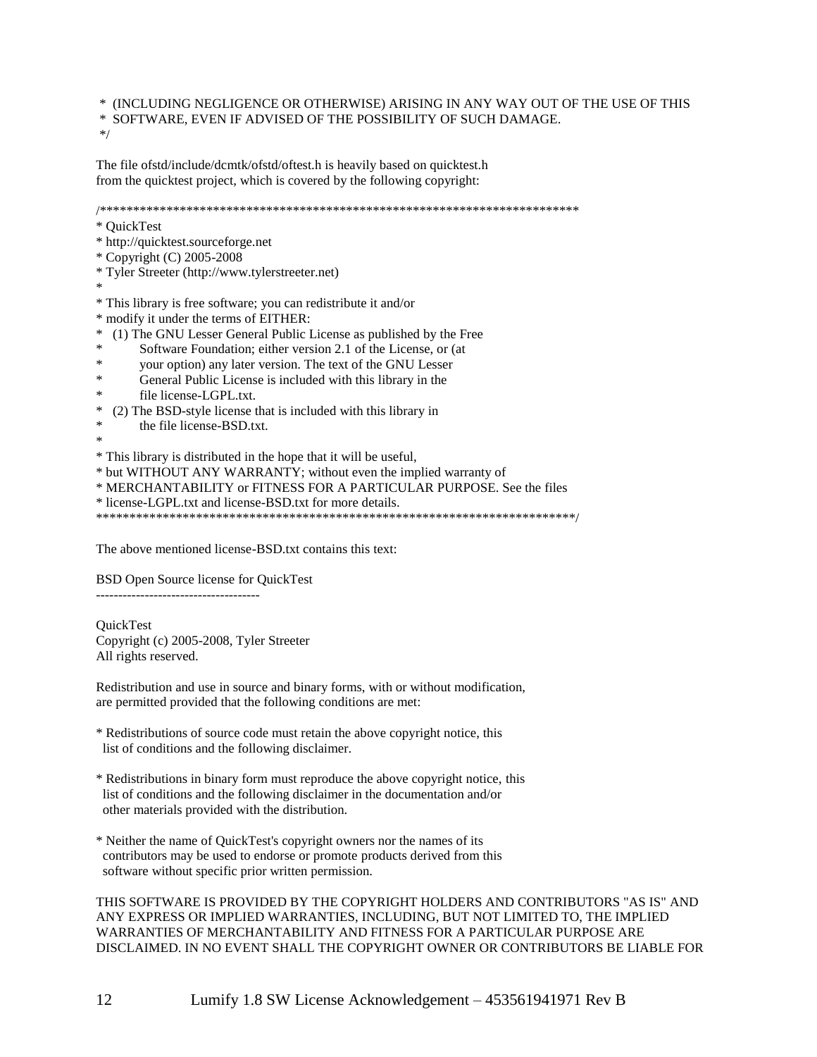\*  (INCLUDING NEGLIGENCE OR OTHERWISE) ARISING IN ANY WAY OUT OF THE USE OF THIS
\*  SOFTWARE, EVEN IF ADVISED OF THE POSSIBILITY OF SUCH DAMAGE.
\*/

The file ofstd/include/dcmtk/ofstd/oftest.h is heavily based on quicktest.h from the quicktest project, which is covered by the following copyright:

```
/************************************************************************
* QuickTest
* http://quicktest.sourceforge.net
* Copyright (C) 2005-2008
* Tyler Streeter (http://www.tylerstreeter.net)
*
* This library is free software; you can redistribute it and/or
* modify it under the terms of EITHER:
*   (1) The GNU Lesser General Public License as published by the Free
*         Software Foundation; either version 2.1 of the License, or (at
*         your option) any later version. The text of the GNU Lesser
*         General Public License is included with this library in the
*         file license-LGPL.txt.
*   (2) The BSD-style license that is included with this library in
*         the file license-BSD.txt.
*
* This library is distributed in the hope that it will be useful,
* but WITHOUT ANY WARRANTY; without even the implied warranty of
* MERCHANTABILITY or FITNESS FOR A PARTICULAR PURPOSE. See the files
* license-LGPL.txt and license-BSD.txt for more details.
************************************************************************/
```

The above mentioned license-BSD.txt contains this text:

BSD Open Source license for QuickTest
-------------------------------------

QuickTest
Copyright (c) 2005-2008, Tyler Streeter
All rights reserved.

Redistribution and use in source and binary forms, with or without modification, are permitted provided that the following conditions are met:

* Redistributions of source code must retain the above copyright notice, this list of conditions and the following disclaimer.

* Redistributions in binary form must reproduce the above copyright notice, this list of conditions and the following disclaimer in the documentation and/or other materials provided with the distribution.

* Neither the name of QuickTest's copyright owners nor the names of its contributors may be used to endorse or promote products derived from this software without specific prior written permission.

THIS SOFTWARE IS PROVIDED BY THE COPYRIGHT HOLDERS AND CONTRIBUTORS "AS IS" AND ANY EXPRESS OR IMPLIED WARRANTIES, INCLUDING, BUT NOT LIMITED TO, THE IMPLIED WARRANTIES OF MERCHANTABILITY AND FITNESS FOR A PARTICULAR PURPOSE ARE DISCLAIMED. IN NO EVENT SHALL THE COPYRIGHT OWNER OR CONTRIBUTORS BE LIABLE FOR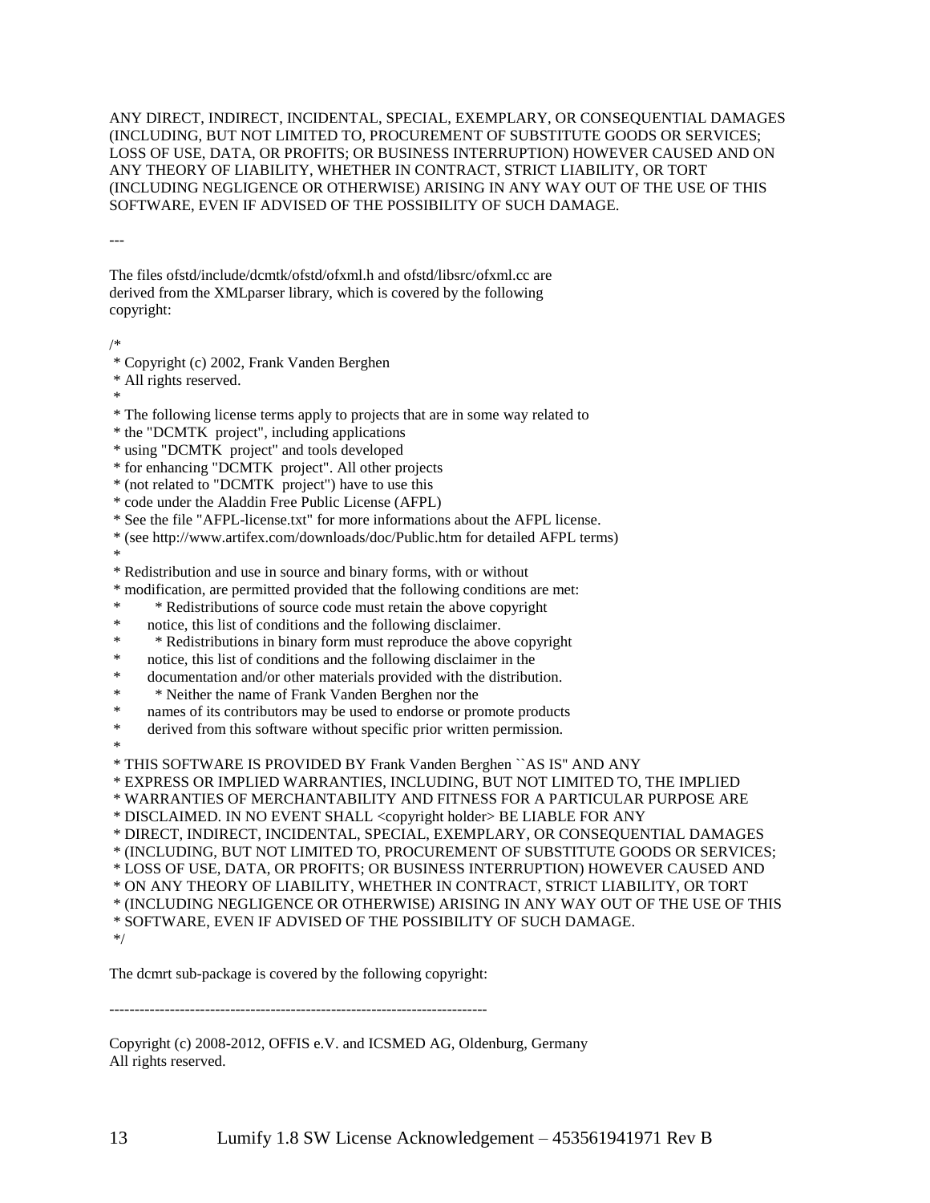ANY DIRECT, INDIRECT, INCIDENTAL, SPECIAL, EXEMPLARY, OR CONSEQUENTIAL DAMAGES (INCLUDING, BUT NOT LIMITED TO, PROCUREMENT OF SUBSTITUTE GOODS OR SERVICES; LOSS OF USE, DATA, OR PROFITS; OR BUSINESS INTERRUPTION) HOWEVER CAUSED AND ON ANY THEORY OF LIABILITY, WHETHER IN CONTRACT, STRICT LIABILITY, OR TORT (INCLUDING NEGLIGENCE OR OTHERWISE) ARISING IN ANY WAY OUT OF THE USE OF THIS SOFTWARE, EVEN IF ADVISED OF THE POSSIBILITY OF SUCH DAMAGE.

---

The files ofstd/include/dcmtk/ofstd/ofxml.h and ofstd/libsrc/ofxml.cc are derived from the XMLparser library, which is covered by the following copyright:

```
/*
 * Copyright (c) 2002, Frank Vanden Berghen
 * All rights reserved.
 *
 * The following license terms apply to projects that are in some way related to
 * the "DCMTK  project", including applications
 * using "DCMTK  project" and tools developed
 * for enhancing "DCMTK  project". All other projects
 * (not related to "DCMTK  project") have to use this
 * code under the Aladdin Free Public License (AFPL)
 * See the file "AFPL-license.txt" for more informations about the AFPL license.
 * (see http://www.artifex.com/downloads/doc/Public.htm for detailed AFPL terms)
 *
 * Redistribution and use in source and binary forms, with or without
 * modification, are permitted provided that the following conditions are met:
 *       * Redistributions of source code must retain the above copyright
 *      notice, this list of conditions and the following disclaimer.
 *       * Redistributions in binary form must reproduce the above copyright
 *      notice, this list of conditions and the following disclaimer in the
 *      documentation and/or other materials provided with the distribution.
 *       * Neither the name of Frank Vanden Berghen nor the
 *      names of its contributors may be used to endorse or promote products
 *      derived from this software without specific prior written permission.
 *
 * THIS SOFTWARE IS PROVIDED BY Frank Vanden Berghen ``AS IS'' AND ANY
 * EXPRESS OR IMPLIED WARRANTIES, INCLUDING, BUT NOT LIMITED TO, THE IMPLIED
 * WARRANTIES OF MERCHANTABILITY AND FITNESS FOR A PARTICULAR PURPOSE ARE
 * DISCLAIMED. IN NO EVENT SHALL <copyright holder> BE LIABLE FOR ANY
 * DIRECT, INDIRECT, INCIDENTAL, SPECIAL, EXEMPLARY, OR CONSEQUENTIAL DAMAGES
 * (INCLUDING, BUT NOT LIMITED TO, PROCUREMENT OF SUBSTITUTE GOODS OR SERVICES;
 * LOSS OF USE, DATA, OR PROFITS; OR BUSINESS INTERRUPTION) HOWEVER CAUSED AND
 * ON ANY THEORY OF LIABILITY, WHETHER IN CONTRACT, STRICT LIABILITY, OR TORT
 * (INCLUDING NEGLIGENCE OR OTHERWISE) ARISING IN ANY WAY OUT OF THE USE OF THIS
 * SOFTWARE, EVEN IF ADVISED OF THE POSSIBILITY OF SUCH DAMAGE.
 */
```

The dcmrt sub-package is covered by the following copyright:

---------------------------------------------------------------------------

Copyright (c) 2008-2012, OFFIS e.V. and ICSMED AG, Oldenburg, Germany
All rights reserved.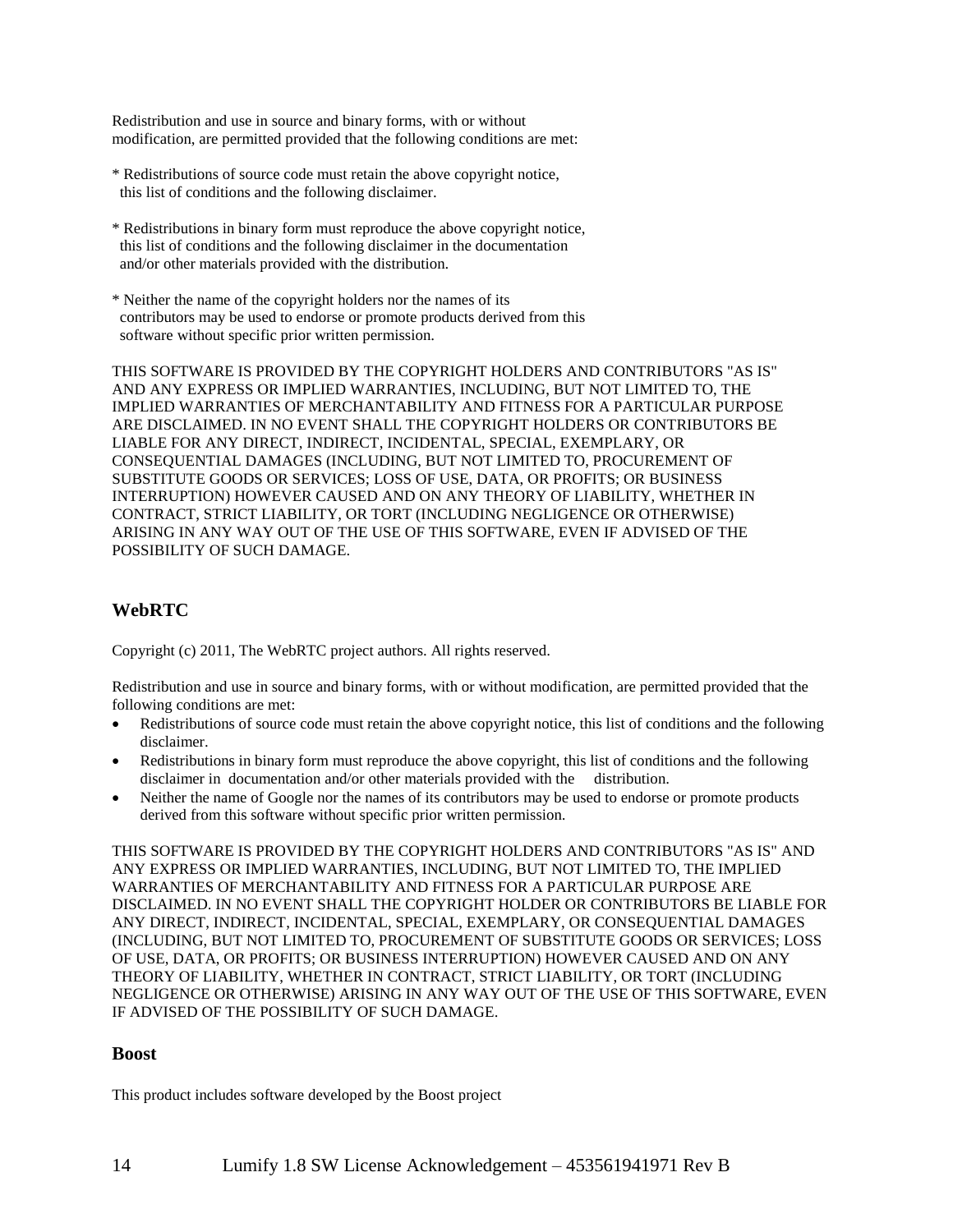Redistribution and use in source and binary forms, with or without modification, are permitted provided that the following conditions are met:

* Redistributions of source code must retain the above copyright notice, this list of conditions and the following disclaimer.

* Redistributions in binary form must reproduce the above copyright notice, this list of conditions and the following disclaimer in the documentation and/or other materials provided with the distribution.

* Neither the name of the copyright holders nor the names of its contributors may be used to endorse or promote products derived from this software without specific prior written permission.

THIS SOFTWARE IS PROVIDED BY THE COPYRIGHT HOLDERS AND CONTRIBUTORS "AS IS" AND ANY EXPRESS OR IMPLIED WARRANTIES, INCLUDING, BUT NOT LIMITED TO, THE IMPLIED WARRANTIES OF MERCHANTABILITY AND FITNESS FOR A PARTICULAR PURPOSE ARE DISCLAIMED. IN NO EVENT SHALL THE COPYRIGHT HOLDERS OR CONTRIBUTORS BE LIABLE FOR ANY DIRECT, INDIRECT, INCIDENTAL, SPECIAL, EXEMPLARY, OR CONSEQUENTIAL DAMAGES (INCLUDING, BUT NOT LIMITED TO, PROCUREMENT OF SUBSTITUTE GOODS OR SERVICES; LOSS OF USE, DATA, OR PROFITS; OR BUSINESS INTERRUPTION) HOWEVER CAUSED AND ON ANY THEORY OF LIABILITY, WHETHER IN CONTRACT, STRICT LIABILITY, OR TORT (INCLUDING NEGLIGENCE OR OTHERWISE) ARISING IN ANY WAY OUT OF THE USE OF THIS SOFTWARE, EVEN IF ADVISED OF THE POSSIBILITY OF SUCH DAMAGE.

## WebRTC

Copyright (c) 2011, The WebRTC project authors. All rights reserved.

Redistribution and use in source and binary forms, with or without modification, are permitted provided that the following conditions are met:

- Redistributions of source code must retain the above copyright notice, this list of conditions and the following disclaimer.
- Redistributions in binary form must reproduce the above copyright, this list of conditions and the following disclaimer in documentation and/or other materials provided with the distribution.
- Neither the name of Google nor the names of its contributors may be used to endorse or promote products derived from this software without specific prior written permission.

THIS SOFTWARE IS PROVIDED BY THE COPYRIGHT HOLDERS AND CONTRIBUTORS "AS IS" AND ANY EXPRESS OR IMPLIED WARRANTIES, INCLUDING, BUT NOT LIMITED TO, THE IMPLIED WARRANTIES OF MERCHANTABILITY AND FITNESS FOR A PARTICULAR PURPOSE ARE DISCLAIMED. IN NO EVENT SHALL THE COPYRIGHT HOLDER OR CONTRIBUTORS BE LIABLE FOR ANY DIRECT, INDIRECT, INCIDENTAL, SPECIAL, EXEMPLARY, OR CONSEQUENTIAL DAMAGES (INCLUDING, BUT NOT LIMITED TO, PROCUREMENT OF SUBSTITUTE GOODS OR SERVICES; LOSS OF USE, DATA, OR PROFITS; OR BUSINESS INTERRUPTION) HOWEVER CAUSED AND ON ANY THEORY OF LIABILITY, WHETHER IN CONTRACT, STRICT LIABILITY, OR TORT (INCLUDING NEGLIGENCE OR OTHERWISE) ARISING IN ANY WAY OUT OF THE USE OF THIS SOFTWARE, EVEN IF ADVISED OF THE POSSIBILITY OF SUCH DAMAGE.

## Boost

This product includes software developed by the Boost project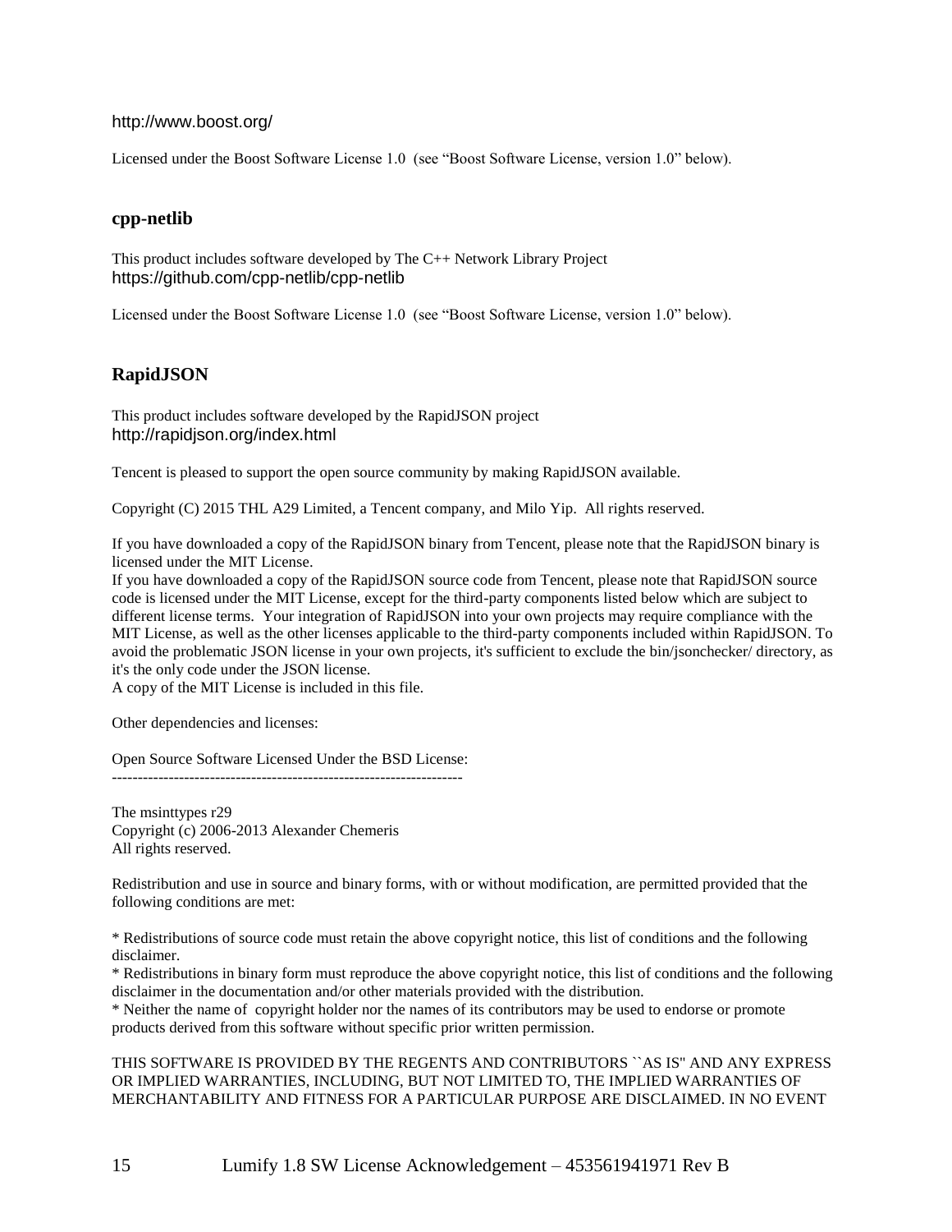http://www.boost.org/

Licensed under the Boost Software License 1.0 (see "Boost Software License, version 1.0" below).

## cpp-netlib

This product includes software developed by The C++ Network Library Project
https://github.com/cpp-netlib/cpp-netlib

Licensed under the Boost Software License 1.0 (see "Boost Software License, version 1.0" below).

## RapidJSON

This product includes software developed by the RapidJSON project
http://rapidjson.org/index.html

Tencent is pleased to support the open source community by making RapidJSON available.

Copyright (C) 2015 THL A29 Limited, a Tencent company, and Milo Yip. All rights reserved.

If you have downloaded a copy of the RapidJSON binary from Tencent, please note that the RapidJSON binary is licensed under the MIT License.
If you have downloaded a copy of the RapidJSON source code from Tencent, please note that RapidJSON source code is licensed under the MIT License, except for the third-party components listed below which are subject to different license terms. Your integration of RapidJSON into your own projects may require compliance with the MIT License, as well as the other licenses applicable to the third-party components included within RapidJSON. To avoid the problematic JSON license in your own projects, it's sufficient to exclude the bin/jsonchecker/ directory, as it's the only code under the JSON license.
A copy of the MIT License is included in this file.

Other dependencies and licenses:

Open Source Software Licensed Under the BSD License:
--------------------------------------------------------------------

The msinttypes r29
Copyright (c) 2006-2013 Alexander Chemeris
All rights reserved.

Redistribution and use in source and binary forms, with or without modification, are permitted provided that the following conditions are met:

* Redistributions of source code must retain the above copyright notice, this list of conditions and the following disclaimer.
* Redistributions in binary form must reproduce the above copyright notice, this list of conditions and the following disclaimer in the documentation and/or other materials provided with the distribution.
* Neither the name of copyright holder nor the names of its contributors may be used to endorse or promote products derived from this software without specific prior written permission.

THIS SOFTWARE IS PROVIDED BY THE REGENTS AND CONTRIBUTORS ``AS IS'' AND ANY EXPRESS OR IMPLIED WARRANTIES, INCLUDING, BUT NOT LIMITED TO, THE IMPLIED WARRANTIES OF MERCHANTABILITY AND FITNESS FOR A PARTICULAR PURPOSE ARE DISCLAIMED. IN NO EVENT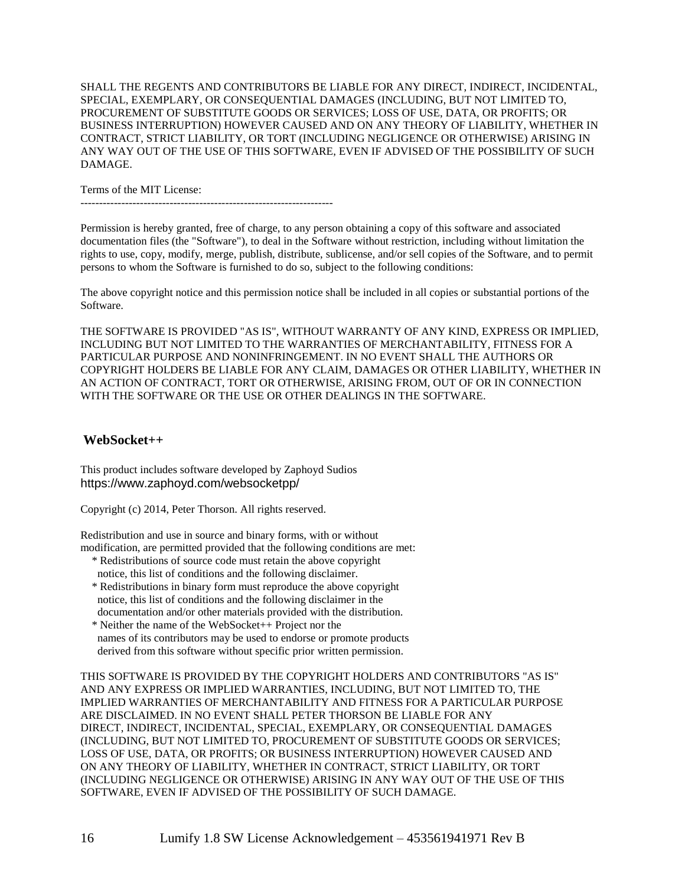SHALL THE REGENTS AND CONTRIBUTORS BE LIABLE FOR ANY DIRECT, INDIRECT, INCIDENTAL, SPECIAL, EXEMPLARY, OR CONSEQUENTIAL DAMAGES (INCLUDING, BUT NOT LIMITED TO, PROCUREMENT OF SUBSTITUTE GOODS OR SERVICES; LOSS OF USE, DATA, OR PROFITS; OR BUSINESS INTERRUPTION) HOWEVER CAUSED AND ON ANY THEORY OF LIABILITY, WHETHER IN CONTRACT, STRICT LIABILITY, OR TORT (INCLUDING NEGLIGENCE OR OTHERWISE) ARISING IN ANY WAY OUT OF THE USE OF THIS SOFTWARE, EVEN IF ADVISED OF THE POSSIBILITY OF SUCH DAMAGE.

Terms of the MIT License:
--------------------------------------------------------------------

Permission is hereby granted, free of charge, to any person obtaining a copy of this software and associated documentation files (the "Software"), to deal in the Software without restriction, including without limitation the rights to use, copy, modify, merge, publish, distribute, sublicense, and/or sell copies of the Software, and to permit persons to whom the Software is furnished to do so, subject to the following conditions:

The above copyright notice and this permission notice shall be included in all copies or substantial portions of the Software.

THE SOFTWARE IS PROVIDED "AS IS", WITHOUT WARRANTY OF ANY KIND, EXPRESS OR IMPLIED, INCLUDING BUT NOT LIMITED TO THE WARRANTIES OF MERCHANTABILITY, FITNESS FOR A PARTICULAR PURPOSE AND NONINFRINGEMENT. IN NO EVENT SHALL THE AUTHORS OR COPYRIGHT HOLDERS BE LIABLE FOR ANY CLAIM, DAMAGES OR OTHER LIABILITY, WHETHER IN AN ACTION OF CONTRACT, TORT OR OTHERWISE, ARISING FROM, OUT OF OR IN CONNECTION WITH THE SOFTWARE OR THE USE OR OTHER DEALINGS IN THE SOFTWARE.

## WebSocket++

This product includes software developed by Zaphoyd Sudios
https://www.zaphoyd.com/websocketpp/

Copyright (c) 2014, Peter Thorson. All rights reserved.

Redistribution and use in source and binary forms, with or without modification, are permitted provided that the following conditions are met:

* Redistributions of source code must retain the above copyright notice, this list of conditions and the following disclaimer.
* Redistributions in binary form must reproduce the above copyright notice, this list of conditions and the following disclaimer in the documentation and/or other materials provided with the distribution.
* Neither the name of the WebSocket++ Project nor the names of its contributors may be used to endorse or promote products derived from this software without specific prior written permission.

THIS SOFTWARE IS PROVIDED BY THE COPYRIGHT HOLDERS AND CONTRIBUTORS "AS IS" AND ANY EXPRESS OR IMPLIED WARRANTIES, INCLUDING, BUT NOT LIMITED TO, THE IMPLIED WARRANTIES OF MERCHANTABILITY AND FITNESS FOR A PARTICULAR PURPOSE ARE DISCLAIMED. IN NO EVENT SHALL PETER THORSON BE LIABLE FOR ANY DIRECT, INDIRECT, INCIDENTAL, SPECIAL, EXEMPLARY, OR CONSEQUENTIAL DAMAGES (INCLUDING, BUT NOT LIMITED TO, PROCUREMENT OF SUBSTITUTE GOODS OR SERVICES; LOSS OF USE, DATA, OR PROFITS; OR BUSINESS INTERRUPTION) HOWEVER CAUSED AND ON ANY THEORY OF LIABILITY, WHETHER IN CONTRACT, STRICT LIABILITY, OR TORT (INCLUDING NEGLIGENCE OR OTHERWISE) ARISING IN ANY WAY OUT OF THE USE OF THIS SOFTWARE, EVEN IF ADVISED OF THE POSSIBILITY OF SUCH DAMAGE.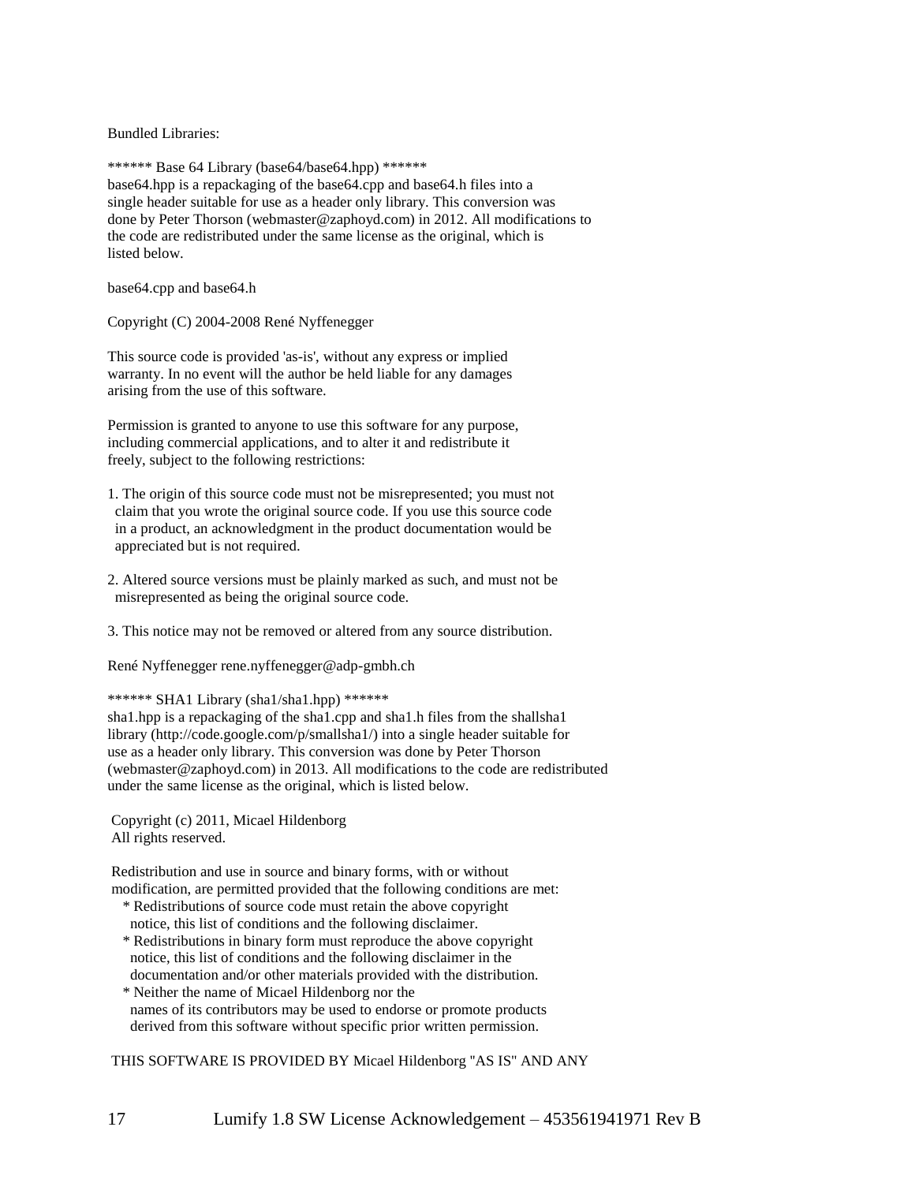Bundled Libraries:

****** Base 64 Library (base64/base64.hpp) ******
base64.hpp is a repackaging of the base64.cpp and base64.h files into a single header suitable for use as a header only library. This conversion was done by Peter Thorson (webmaster@zaphoyd.com) in 2012. All modifications to the code are redistributed under the same license as the original, which is listed below.

base64.cpp and base64.h

Copyright (C) 2004-2008 René Nyffenegger

This source code is provided 'as-is', without any express or implied warranty. In no event will the author be held liable for any damages arising from the use of this software.

Permission is granted to anyone to use this software for any purpose, including commercial applications, and to alter it and redistribute it freely, subject to the following restrictions:

1. The origin of this source code must not be misrepresented; you must not claim that you wrote the original source code. If you use this source code in a product, an acknowledgment in the product documentation would be appreciated but is not required.

2. Altered source versions must be plainly marked as such, and must not be misrepresented as being the original source code.

3. This notice may not be removed or altered from any source distribution.

René Nyffenegger rene.nyffenegger@adp-gmbh.ch

****** SHA1 Library (sha1/sha1.hpp) ******
sha1.hpp is a repackaging of the sha1.cpp and sha1.h files from the shallsha1 library (http://code.google.com/p/smallsha1/) into a single header suitable for use as a header only library. This conversion was done by Peter Thorson (webmaster@zaphoyd.com) in 2013. All modifications to the code are redistributed under the same license as the original, which is listed below.

Copyright (c) 2011, Micael Hildenborg
All rights reserved.

Redistribution and use in source and binary forms, with or without modification, are permitted provided that the following conditions are met:

* Redistributions of source code must retain the above copyright notice, this list of conditions and the following disclaimer.
* Redistributions in binary form must reproduce the above copyright notice, this list of conditions and the following disclaimer in the documentation and/or other materials provided with the distribution.
* Neither the name of Micael Hildenborg nor the names of its contributors may be used to endorse or promote products derived from this software without specific prior written permission.

THIS SOFTWARE IS PROVIDED BY Micael Hildenborg "AS IS" AND ANY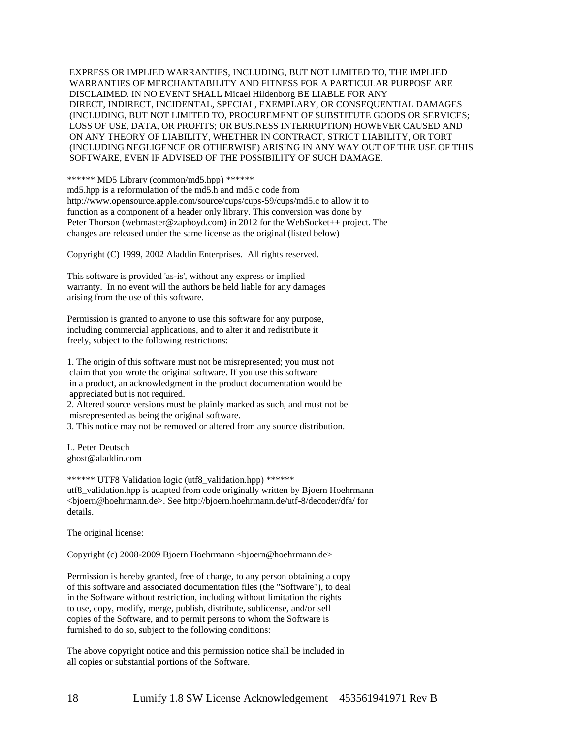EXPRESS OR IMPLIED WARRANTIES, INCLUDING, BUT NOT LIMITED TO, THE IMPLIED WARRANTIES OF MERCHANTABILITY AND FITNESS FOR A PARTICULAR PURPOSE ARE DISCLAIMED. IN NO EVENT SHALL Micael Hildenborg BE LIABLE FOR ANY DIRECT, INDIRECT, INCIDENTAL, SPECIAL, EXEMPLARY, OR CONSEQUENTIAL DAMAGES (INCLUDING, BUT NOT LIMITED TO, PROCUREMENT OF SUBSTITUTE GOODS OR SERVICES; LOSS OF USE, DATA, OR PROFITS; OR BUSINESS INTERRUPTION) HOWEVER CAUSED AND ON ANY THEORY OF LIABILITY, WHETHER IN CONTRACT, STRICT LIABILITY, OR TORT (INCLUDING NEGLIGENCE OR OTHERWISE) ARISING IN ANY WAY OUT OF THE USE OF THIS SOFTWARE, EVEN IF ADVISED OF THE POSSIBILITY OF SUCH DAMAGE.

****** MD5 Library (common/md5.hpp) ******
md5.hpp is a reformulation of the md5.h and md5.c code from http://www.opensource.apple.com/source/cups/cups-59/cups/md5.c to allow it to function as a component of a header only library. This conversion was done by Peter Thorson (webmaster@zaphoyd.com) in 2012 for the WebSocket++ project. The changes are released under the same license as the original (listed below)

Copyright (C) 1999, 2002 Aladdin Enterprises. All rights reserved.

This software is provided 'as-is', without any express or implied warranty. In no event will the authors be held liable for any damages arising from the use of this software.

Permission is granted to anyone to use this software for any purpose, including commercial applications, and to alter it and redistribute it freely, subject to the following restrictions:

1. The origin of this software must not be misrepresented; you must not claim that you wrote the original software. If you use this software in a product, an acknowledgment in the product documentation would be appreciated but is not required.
2. Altered source versions must be plainly marked as such, and must not be misrepresented as being the original software.
3. This notice may not be removed or altered from any source distribution.

L. Peter Deutsch
ghost@aladdin.com

****** UTF8 Validation logic (utf8_validation.hpp) ******
utf8_validation.hpp is adapted from code originally written by Bjoern Hoehrmann <bjoern@hoehrmann.de>. See http://bjoern.hoehrmann.de/utf-8/decoder/dfa/ for details.

The original license:

Copyright (c) 2008-2009 Bjoern Hoehrmann <bjoern@hoehrmann.de>

Permission is hereby granted, free of charge, to any person obtaining a copy of this software and associated documentation files (the "Software"), to deal in the Software without restriction, including without limitation the rights to use, copy, modify, merge, publish, distribute, sublicense, and/or sell copies of the Software, and to permit persons to whom the Software is furnished to do so, subject to the following conditions:

The above copyright notice and this permission notice shall be included in all copies or substantial portions of the Software.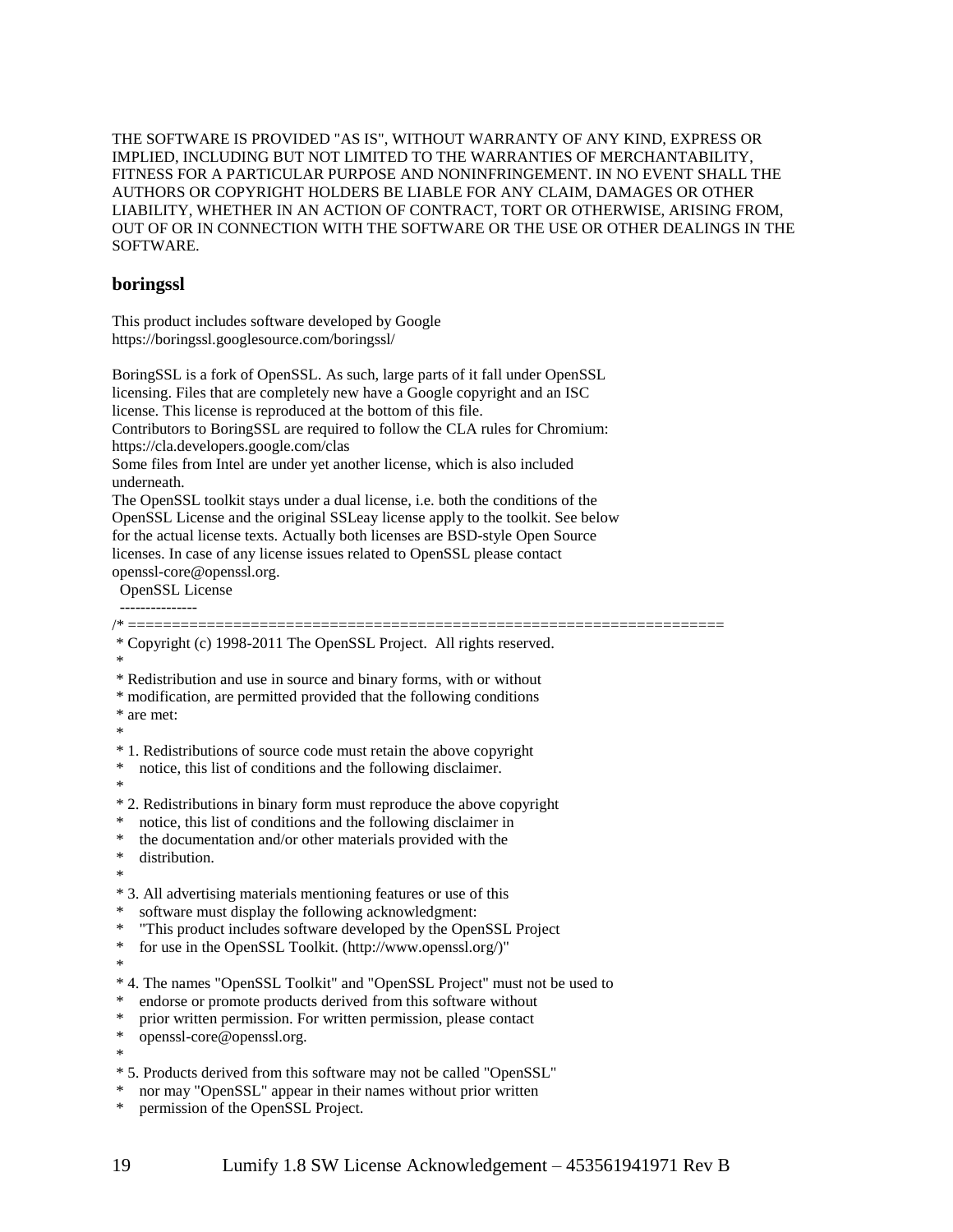THE SOFTWARE IS PROVIDED "AS IS", WITHOUT WARRANTY OF ANY KIND, EXPRESS OR IMPLIED, INCLUDING BUT NOT LIMITED TO THE WARRANTIES OF MERCHANTABILITY, FITNESS FOR A PARTICULAR PURPOSE AND NONINFRINGEMENT. IN NO EVENT SHALL THE AUTHORS OR COPYRIGHT HOLDERS BE LIABLE FOR ANY CLAIM, DAMAGES OR OTHER LIABILITY, WHETHER IN AN ACTION OF CONTRACT, TORT OR OTHERWISE, ARISING FROM, OUT OF OR IN CONNECTION WITH THE SOFTWARE OR THE USE OR OTHER DEALINGS IN THE SOFTWARE.

## boringssl

This product includes software developed by Google
https://boringssl.googlesource.com/boringssl/

BoringSSL is a fork of OpenSSL. As such, large parts of it fall under OpenSSL licensing. Files that are completely new have a Google copyright and an ISC license. This license is reproduced at the bottom of this file.
Contributors to BoringSSL are required to follow the CLA rules for Chromium: https://cla.developers.google.com/clas
Some files from Intel are under yet another license, which is also included underneath.
The OpenSSL toolkit stays under a dual license, i.e. both the conditions of the OpenSSL License and the original SSLeay license apply to the toolkit. See below for the actual license texts. Actually both licenses are BSD-style Open Source licenses. In case of any license issues related to OpenSSL please contact openssl-core@openssl.org.

```
  OpenSSL License
  ---------------
/* ====================================================================
 * Copyright (c) 1998-2011 The OpenSSL Project.  All rights reserved.
 *
 * Redistribution and use in source and binary forms, with or without
 * modification, are permitted provided that the following conditions
 * are met:
 *
 * 1. Redistributions of source code must retain the above copyright
 *    notice, this list of conditions and the following disclaimer.
 *
 * 2. Redistributions in binary form must reproduce the above copyright
 *    notice, this list of conditions and the following disclaimer in
 *    the documentation and/or other materials provided with the
 *    distribution.
 *
 * 3. All advertising materials mentioning features or use of this
 *    software must display the following acknowledgment:
 *    "This product includes software developed by the OpenSSL Project
 *    for use in the OpenSSL Toolkit. (http://www.openssl.org/)"
 *
 * 4. The names "OpenSSL Toolkit" and "OpenSSL Project" must not be used to
 *    endorse or promote products derived from this software without
 *    prior written permission. For written permission, please contact
 *    openssl-core@openssl.org.
 *
 * 5. Products derived from this software may not be called "OpenSSL"
 *    nor may "OpenSSL" appear in their names without prior written
 *    permission of the OpenSSL Project.
```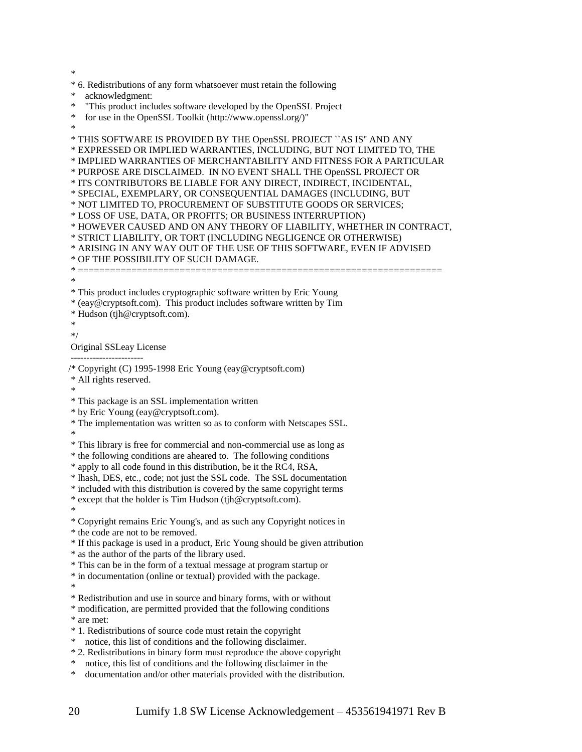\*
\* 6. Redistributions of any form whatsoever must retain the following
\*    acknowledgment:
\*    "This product includes software developed by the OpenSSL Project
\*    for use in the OpenSSL Toolkit (http://www.openssl.org/)"
\*
\* THIS SOFTWARE IS PROVIDED BY THE OpenSSL PROJECT ``AS IS'' AND ANY
\* EXPRESSED OR IMPLIED WARRANTIES, INCLUDING, BUT NOT LIMITED TO, THE
\* IMPLIED WARRANTIES OF MERCHANTABILITY AND FITNESS FOR A PARTICULAR
\* PURPOSE ARE DISCLAIMED.  IN NO EVENT SHALL THE OpenSSL PROJECT OR
\* ITS CONTRIBUTORS BE LIABLE FOR ANY DIRECT, INDIRECT, INCIDENTAL,
\* SPECIAL, EXEMPLARY, OR CONSEQUENTIAL DAMAGES (INCLUDING, BUT
\* NOT LIMITED TO, PROCUREMENT OF SUBSTITUTE GOODS OR SERVICES;
\* LOSS OF USE, DATA, OR PROFITS; OR BUSINESS INTERRUPTION)
\* HOWEVER CAUSED AND ON ANY THEORY OF LIABILITY, WHETHER IN CONTRACT,
\* STRICT LIABILITY, OR TORT (INCLUDING NEGLIGENCE OR OTHERWISE)
\* ARISING IN ANY WAY OUT OF THE USE OF THIS SOFTWARE, EVEN IF ADVISED
\* OF THE POSSIBILITY OF SUCH DAMAGE.
\* ====================================================================
\*
\* This product includes cryptographic software written by Eric Young
\* (eay@cryptsoft.com).  This product includes software written by Tim
\* Hudson (tjh@cryptsoft.com).
\*
\*/

Original SSLeay License
-----------------------

/\* Copyright (C) 1995-1998 Eric Young (eay@cryptsoft.com)
\* All rights reserved.
\*
\* This package is an SSL implementation written
\* by Eric Young (eay@cryptsoft.com).
\* The implementation was written so as to conform with Netscapes SSL.
\*
\* This library is free for commercial and non-commercial use as long as
\* the following conditions are aheared to.  The following conditions
\* apply to all code found in this distribution, be it the RC4, RSA,
\* lhash, DES, etc., code; not just the SSL code.  The SSL documentation
\* included with this distribution is covered by the same copyright terms
\* except that the holder is Tim Hudson (tjh@cryptsoft.com).
\*
\* Copyright remains Eric Young's, and as such any Copyright notices in
\* the code are not to be removed.
\* If this package is used in a product, Eric Young should be given attribution
\* as the author of the parts of the library used.
\* This can be in the form of a textual message at program startup or
\* in documentation (online or textual) provided with the package.
\*
\* Redistribution and use in source and binary forms, with or without
\* modification, are permitted provided that the following conditions
\* are met:
\* 1. Redistributions of source code must retain the copyright
\*    notice, this list of conditions and the following disclaimer.
\* 2. Redistributions in binary form must reproduce the above copyright
\*    notice, this list of conditions and the following disclaimer in the
\*    documentation and/or other materials provided with the distribution.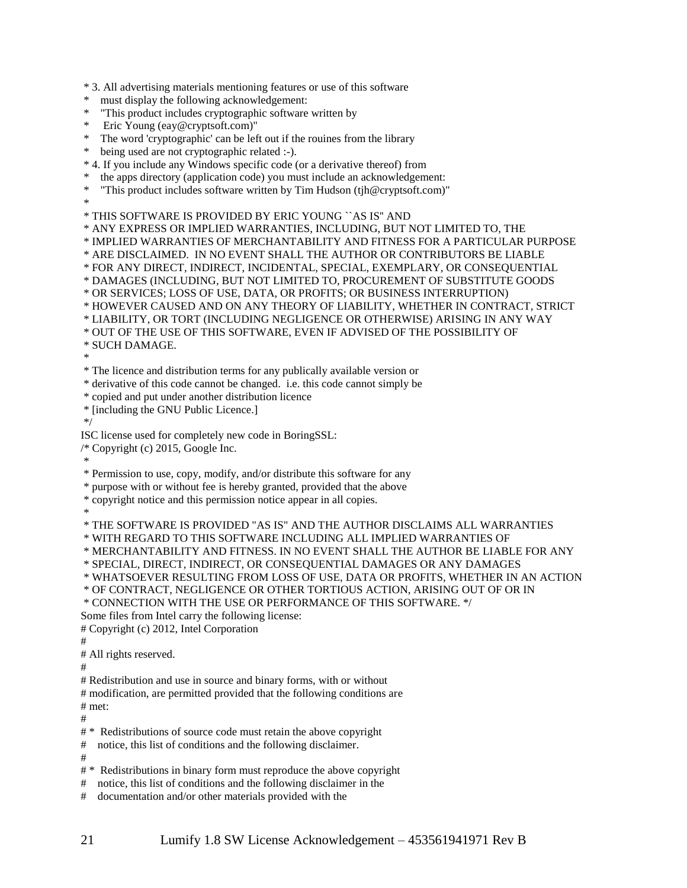```
 * 3. All advertising materials mentioning features or use of this software
 *    must display the following acknowledgement:
 *    "This product includes cryptographic software written by
 *     Eric Young (eay@cryptsoft.com)"
 *    The word 'cryptographic' can be left out if the rouines from the library
 *    being used are not cryptographic related :-).
 * 4. If you include any Windows specific code (or a derivative thereof) from
 *    the apps directory (application code) you must include an acknowledgement:
 *    "This product includes software written by Tim Hudson (tjh@cryptsoft.com)"
 *
 * THIS SOFTWARE IS PROVIDED BY ERIC YOUNG ``AS IS'' AND
 * ANY EXPRESS OR IMPLIED WARRANTIES, INCLUDING, BUT NOT LIMITED TO, THE
 * IMPLIED WARRANTIES OF MERCHANTABILITY AND FITNESS FOR A PARTICULAR PURPOSE
 * ARE DISCLAIMED.  IN NO EVENT SHALL THE AUTHOR OR CONTRIBUTORS BE LIABLE
 * FOR ANY DIRECT, INDIRECT, INCIDENTAL, SPECIAL, EXEMPLARY, OR CONSEQUENTIAL
 * DAMAGES (INCLUDING, BUT NOT LIMITED TO, PROCUREMENT OF SUBSTITUTE GOODS
 * OR SERVICES; LOSS OF USE, DATA, OR PROFITS; OR BUSINESS INTERRUPTION)
 * HOWEVER CAUSED AND ON ANY THEORY OF LIABILITY, WHETHER IN CONTRACT, STRICT
 * LIABILITY, OR TORT (INCLUDING NEGLIGENCE OR OTHERWISE) ARISING IN ANY WAY
 * OUT OF THE USE OF THIS SOFTWARE, EVEN IF ADVISED OF THE POSSIBILITY OF
 * SUCH DAMAGE.
 *
 * The licence and distribution terms for any publically available version or
 * derivative of this code cannot be changed.  i.e. this code cannot simply be
 * copied and put under another distribution licence
 * [including the GNU Public Licence.]
 */
```

ISC license used for completely new code in BoringSSL:

```
/* Copyright (c) 2015, Google Inc.
 *
 * Permission to use, copy, modify, and/or distribute this software for any
 * purpose with or without fee is hereby granted, provided that the above
 * copyright notice and this permission notice appear in all copies.
 *
 * THE SOFTWARE IS PROVIDED "AS IS" AND THE AUTHOR DISCLAIMS ALL WARRANTIES
 * WITH REGARD TO THIS SOFTWARE INCLUDING ALL IMPLIED WARRANTIES OF
 * MERCHANTABILITY AND FITNESS. IN NO EVENT SHALL THE AUTHOR BE LIABLE FOR ANY
 * SPECIAL, DIRECT, INDIRECT, OR CONSEQUENTIAL DAMAGES OR ANY DAMAGES
 * WHATSOEVER RESULTING FROM LOSS OF USE, DATA OR PROFITS, WHETHER IN AN ACTION
 * OF CONTRACT, NEGLIGENCE OR OTHER TORTIOUS ACTION, ARISING OUT OF OR IN
 * CONNECTION WITH THE USE OR PERFORMANCE OF THIS SOFTWARE. */
```

Some files from Intel carry the following license:

```
# Copyright (c) 2012, Intel Corporation
#
# All rights reserved.
#
# Redistribution and use in source and binary forms, with or without
# modification, are permitted provided that the following conditions are
# met:
#
# *  Redistributions of source code must retain the above copyright
#    notice, this list of conditions and the following disclaimer.
#
# *  Redistributions in binary form must reproduce the above copyright
#    notice, this list of conditions and the following disclaimer in the
#    documentation and/or other materials provided with the
```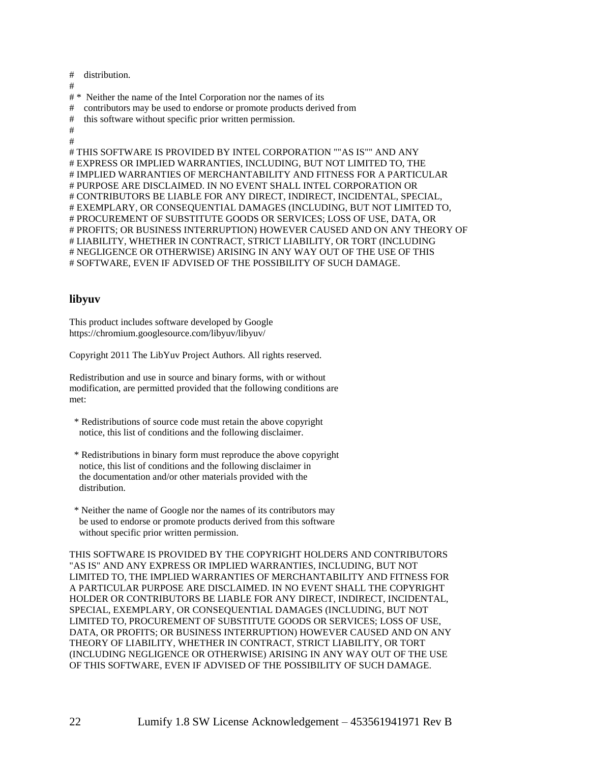# distribution.
#
# * Neither the name of the Intel Corporation nor the names of its
# contributors may be used to endorse or promote products derived from
# this software without specific prior written permission.
#
#
# THIS SOFTWARE IS PROVIDED BY INTEL CORPORATION ""AS IS"" AND ANY
# EXPRESS OR IMPLIED WARRANTIES, INCLUDING, BUT NOT LIMITED TO, THE
# IMPLIED WARRANTIES OF MERCHANTABILITY AND FITNESS FOR A PARTICULAR
# PURPOSE ARE DISCLAIMED. IN NO EVENT SHALL INTEL CORPORATION OR
# CONTRIBUTORS BE LIABLE FOR ANY DIRECT, INDIRECT, INCIDENTAL, SPECIAL,
# EXEMPLARY, OR CONSEQUENTIAL DAMAGES (INCLUDING, BUT NOT LIMITED TO,
# PROCUREMENT OF SUBSTITUTE GOODS OR SERVICES; LOSS OF USE, DATA, OR
# PROFITS; OR BUSINESS INTERRUPTION) HOWEVER CAUSED AND ON ANY THEORY OF
# LIABILITY, WHETHER IN CONTRACT, STRICT LIABILITY, OR TORT (INCLUDING
# NEGLIGENCE OR OTHERWISE) ARISING IN ANY WAY OUT OF THE USE OF THIS
# SOFTWARE, EVEN IF ADVISED OF THE POSSIBILITY OF SUCH DAMAGE.

### libyuv

This product includes software developed by Google
https://chromium.googlesource.com/libyuv/libyuv/

Copyright 2011 The LibYuv Project Authors. All rights reserved.

Redistribution and use in source and binary forms, with or without modification, are permitted provided that the following conditions are met:

* Redistributions of source code must retain the above copyright notice, this list of conditions and the following disclaimer.

* Redistributions in binary form must reproduce the above copyright notice, this list of conditions and the following disclaimer in the documentation and/or other materials provided with the distribution.

* Neither the name of Google nor the names of its contributors may be used to endorse or promote products derived from this software without specific prior written permission.

THIS SOFTWARE IS PROVIDED BY THE COPYRIGHT HOLDERS AND CONTRIBUTORS "AS IS" AND ANY EXPRESS OR IMPLIED WARRANTIES, INCLUDING, BUT NOT LIMITED TO, THE IMPLIED WARRANTIES OF MERCHANTABILITY AND FITNESS FOR A PARTICULAR PURPOSE ARE DISCLAIMED. IN NO EVENT SHALL THE COPYRIGHT HOLDER OR CONTRIBUTORS BE LIABLE FOR ANY DIRECT, INDIRECT, INCIDENTAL, SPECIAL, EXEMPLARY, OR CONSEQUENTIAL DAMAGES (INCLUDING, BUT NOT LIMITED TO, PROCUREMENT OF SUBSTITUTE GOODS OR SERVICES; LOSS OF USE, DATA, OR PROFITS; OR BUSINESS INTERRUPTION) HOWEVER CAUSED AND ON ANY THEORY OF LIABILITY, WHETHER IN CONTRACT, STRICT LIABILITY, OR TORT (INCLUDING NEGLIGENCE OR OTHERWISE) ARISING IN ANY WAY OUT OF THE USE OF THIS SOFTWARE, EVEN IF ADVISED OF THE POSSIBILITY OF SUCH DAMAGE.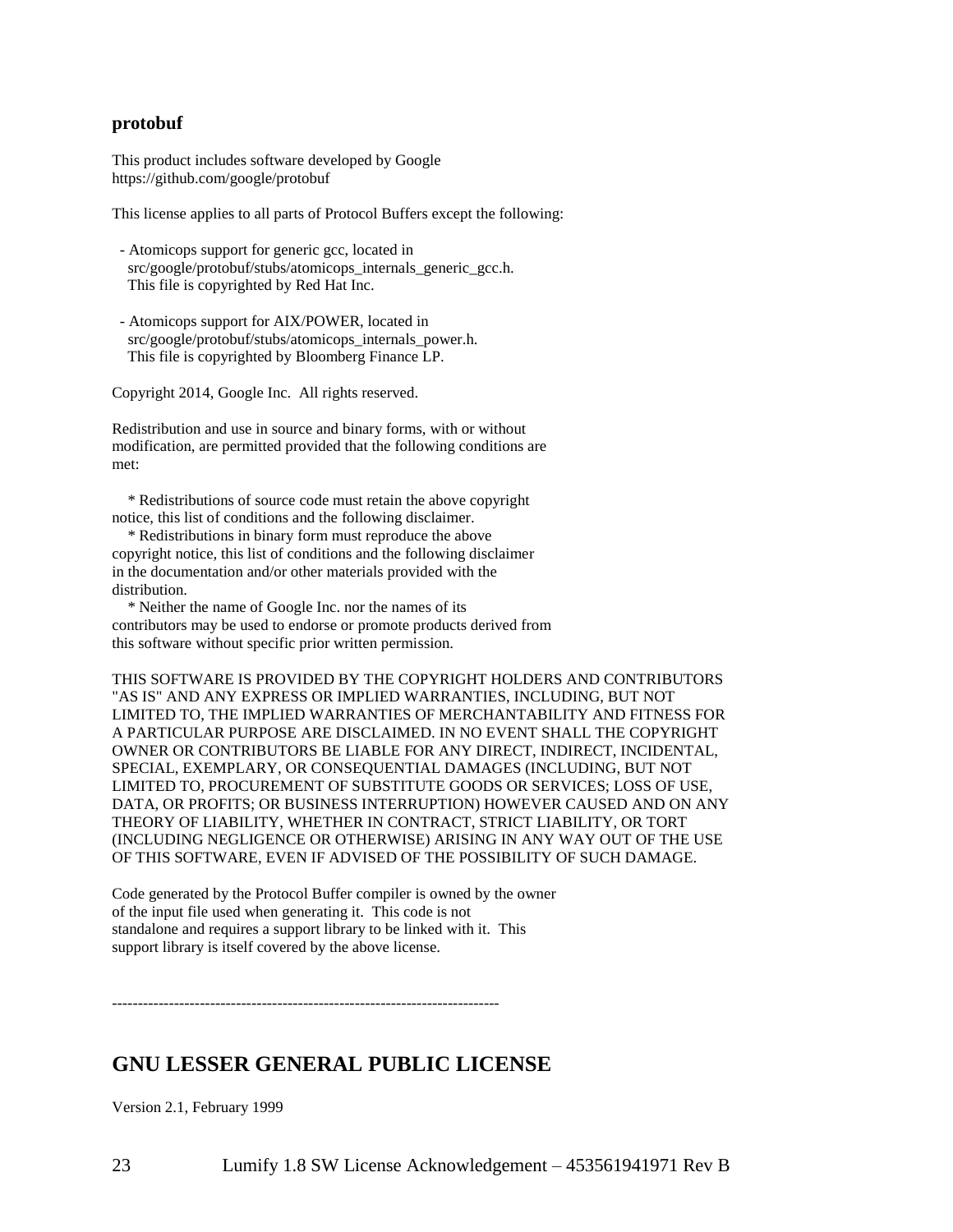### protobuf

This product includes software developed by Google
https://github.com/google/protobuf

This license applies to all parts of Protocol Buffers except the following:

- Atomicops support for generic gcc, located in src/google/protobuf/stubs/atomicops_internals_generic_gcc.h. This file is copyrighted by Red Hat Inc.

- Atomicops support for AIX/POWER, located in src/google/protobuf/stubs/atomicops_internals_power.h. This file is copyrighted by Bloomberg Finance LP.

Copyright 2014, Google Inc. All rights reserved.

Redistribution and use in source and binary forms, with or without modification, are permitted provided that the following conditions are met:

* Redistributions of source code must retain the above copyright notice, this list of conditions and the following disclaimer.
* Redistributions in binary form must reproduce the above copyright notice, this list of conditions and the following disclaimer in the documentation and/or other materials provided with the distribution.
* Neither the name of Google Inc. nor the names of its contributors may be used to endorse or promote products derived from this software without specific prior written permission.

THIS SOFTWARE IS PROVIDED BY THE COPYRIGHT HOLDERS AND CONTRIBUTORS "AS IS" AND ANY EXPRESS OR IMPLIED WARRANTIES, INCLUDING, BUT NOT LIMITED TO, THE IMPLIED WARRANTIES OF MERCHANTABILITY AND FITNESS FOR A PARTICULAR PURPOSE ARE DISCLAIMED. IN NO EVENT SHALL THE COPYRIGHT OWNER OR CONTRIBUTORS BE LIABLE FOR ANY DIRECT, INDIRECT, INCIDENTAL, SPECIAL, EXEMPLARY, OR CONSEQUENTIAL DAMAGES (INCLUDING, BUT NOT LIMITED TO, PROCUREMENT OF SUBSTITUTE GOODS OR SERVICES; LOSS OF USE, DATA, OR PROFITS; OR BUSINESS INTERRUPTION) HOWEVER CAUSED AND ON ANY THEORY OF LIABILITY, WHETHER IN CONTRACT, STRICT LIABILITY, OR TORT (INCLUDING NEGLIGENCE OR OTHERWISE) ARISING IN ANY WAY OUT OF THE USE OF THIS SOFTWARE, EVEN IF ADVISED OF THE POSSIBILITY OF SUCH DAMAGE.

Code generated by the Protocol Buffer compiler is owned by the owner of the input file used when generating it. This code is not standalone and requires a support library to be linked with it. This support library is itself covered by the above license.

---------------------------------------------------------------------------

## GNU LESSER GENERAL PUBLIC LICENSE

Version 2.1, February 1999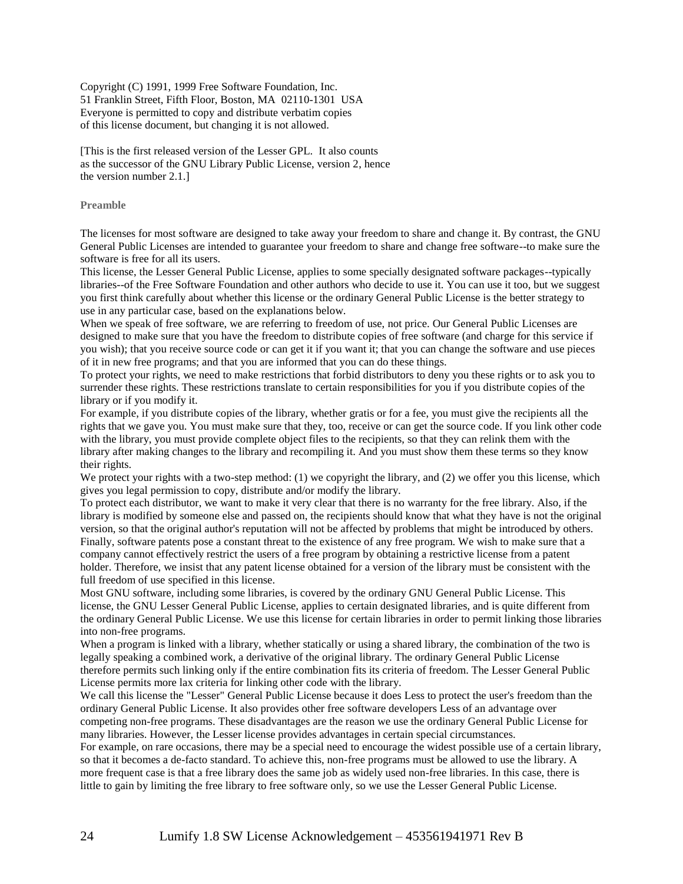Copyright (C) 1991, 1999 Free Software Foundation, Inc.
51 Franklin Street, Fifth Floor, Boston, MA 02110-1301 USA
Everyone is permitted to copy and distribute verbatim copies
of this license document, but changing it is not allowed.

[This is the first released version of the Lesser GPL. It also counts
as the successor of the GNU Library Public License, version 2, hence
the version number 2.1.]

**Preamble**

The licenses for most software are designed to take away your freedom to share and change it. By contrast, the GNU General Public Licenses are intended to guarantee your freedom to share and change free software--to make sure the software is free for all its users.

This license, the Lesser General Public License, applies to some specially designated software packages--typically libraries--of the Free Software Foundation and other authors who decide to use it. You can use it too, but we suggest you first think carefully about whether this license or the ordinary General Public License is the better strategy to use in any particular case, based on the explanations below.

When we speak of free software, we are referring to freedom of use, not price. Our General Public Licenses are designed to make sure that you have the freedom to distribute copies of free software (and charge for this service if you wish); that you receive source code or can get it if you want it; that you can change the software and use pieces of it in new free programs; and that you are informed that you can do these things.

To protect your rights, we need to make restrictions that forbid distributors to deny you these rights or to ask you to surrender these rights. These restrictions translate to certain responsibilities for you if you distribute copies of the library or if you modify it.

For example, if you distribute copies of the library, whether gratis or for a fee, you must give the recipients all the rights that we gave you. You must make sure that they, too, receive or can get the source code. If you link other code with the library, you must provide complete object files to the recipients, so that they can relink them with the library after making changes to the library and recompiling it. And you must show them these terms so they know their rights.

We protect your rights with a two-step method: (1) we copyright the library, and (2) we offer you this license, which gives you legal permission to copy, distribute and/or modify the library.

To protect each distributor, we want to make it very clear that there is no warranty for the free library. Also, if the library is modified by someone else and passed on, the recipients should know that what they have is not the original version, so that the original author's reputation will not be affected by problems that might be introduced by others.

Finally, software patents pose a constant threat to the existence of any free program. We wish to make sure that a company cannot effectively restrict the users of a free program by obtaining a restrictive license from a patent holder. Therefore, we insist that any patent license obtained for a version of the library must be consistent with the full freedom of use specified in this license.

Most GNU software, including some libraries, is covered by the ordinary GNU General Public License. This license, the GNU Lesser General Public License, applies to certain designated libraries, and is quite different from the ordinary General Public License. We use this license for certain libraries in order to permit linking those libraries into non-free programs.

When a program is linked with a library, whether statically or using a shared library, the combination of the two is legally speaking a combined work, a derivative of the original library. The ordinary General Public License therefore permits such linking only if the entire combination fits its criteria of freedom. The Lesser General Public License permits more lax criteria for linking other code with the library.

We call this license the "Lesser" General Public License because it does Less to protect the user's freedom than the ordinary General Public License. It also provides other free software developers Less of an advantage over competing non-free programs. These disadvantages are the reason we use the ordinary General Public License for many libraries. However, the Lesser license provides advantages in certain special circumstances.

For example, on rare occasions, there may be a special need to encourage the widest possible use of a certain library, so that it becomes a de-facto standard. To achieve this, non-free programs must be allowed to use the library. A more frequent case is that a free library does the same job as widely used non-free libraries. In this case, there is little to gain by limiting the free library to free software only, so we use the Lesser General Public License.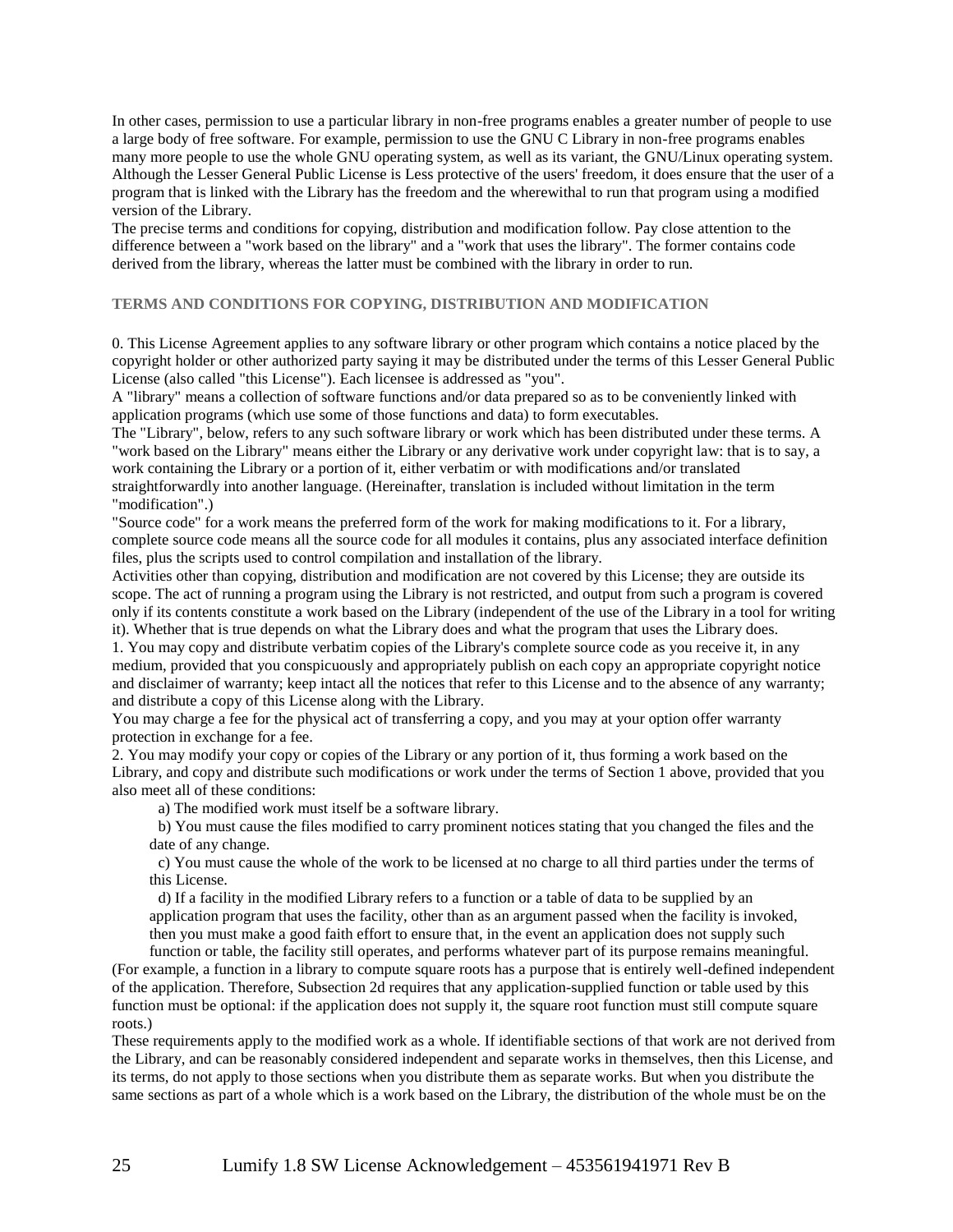In other cases, permission to use a particular library in non-free programs enables a greater number of people to use a large body of free software. For example, permission to use the GNU C Library in non-free programs enables many more people to use the whole GNU operating system, as well as its variant, the GNU/Linux operating system. Although the Lesser General Public License is Less protective of the users' freedom, it does ensure that the user of a program that is linked with the Library has the freedom and the wherewithal to run that program using a modified version of the Library.

The precise terms and conditions for copying, distribution and modification follow. Pay close attention to the difference between a "work based on the library" and a "work that uses the library". The former contains code derived from the library, whereas the latter must be combined with the library in order to run.

### TERMS AND CONDITIONS FOR COPYING, DISTRIBUTION AND MODIFICATION

0. This License Agreement applies to any software library or other program which contains a notice placed by the copyright holder or other authorized party saying it may be distributed under the terms of this Lesser General Public License (also called "this License"). Each licensee is addressed as "you".

A "library" means a collection of software functions and/or data prepared so as to be conveniently linked with application programs (which use some of those functions and data) to form executables.

The "Library", below, refers to any such software library or work which has been distributed under these terms. A "work based on the Library" means either the Library or any derivative work under copyright law: that is to say, a work containing the Library or a portion of it, either verbatim or with modifications and/or translated straightforwardly into another language. (Hereinafter, translation is included without limitation in the term "modification".)

"Source code" for a work means the preferred form of the work for making modifications to it. For a library, complete source code means all the source code for all modules it contains, plus any associated interface definition files, plus the scripts used to control compilation and installation of the library.

Activities other than copying, distribution and modification are not covered by this License; they are outside its scope. The act of running a program using the Library is not restricted, and output from such a program is covered only if its contents constitute a work based on the Library (independent of the use of the Library in a tool for writing it). Whether that is true depends on what the Library does and what the program that uses the Library does.

1. You may copy and distribute verbatim copies of the Library's complete source code as you receive it, in any medium, provided that you conspicuously and appropriately publish on each copy an appropriate copyright notice and disclaimer of warranty; keep intact all the notices that refer to this License and to the absence of any warranty; and distribute a copy of this License along with the Library.

You may charge a fee for the physical act of transferring a copy, and you may at your option offer warranty protection in exchange for a fee.

2. You may modify your copy or copies of the Library or any portion of it, thus forming a work based on the Library, and copy and distribute such modifications or work under the terms of Section 1 above, provided that you also meet all of these conditions:

  a) The modified work must itself be a software library.

  b) You must cause the files modified to carry prominent notices stating that you changed the files and the date of any change.

  c) You must cause the whole of the work to be licensed at no charge to all third parties under the terms of this License.

  d) If a facility in the modified Library refers to a function or a table of data to be supplied by an application program that uses the facility, other than as an argument passed when the facility is invoked, then you must make a good faith effort to ensure that, in the event an application does not supply such function or table, the facility still operates, and performs whatever part of its purpose remains meaningful.

(For example, a function in a library to compute square roots has a purpose that is entirely well-defined independent of the application. Therefore, Subsection 2d requires that any application-supplied function or table used by this function must be optional: if the application does not supply it, the square root function must still compute square roots.)

These requirements apply to the modified work as a whole. If identifiable sections of that work are not derived from the Library, and can be reasonably considered independent and separate works in themselves, then this License, and its terms, do not apply to those sections when you distribute them as separate works. But when you distribute the same sections as part of a whole which is a work based on the Library, the distribution of the whole must be on the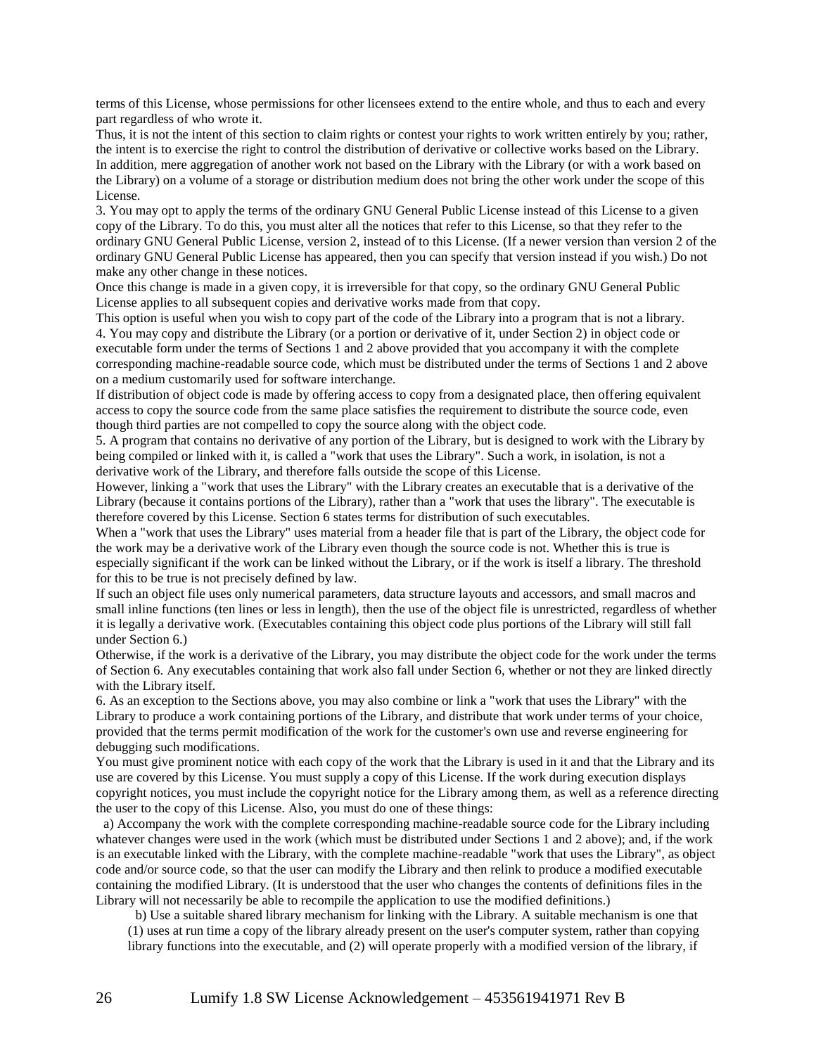terms of this License, whose permissions for other licensees extend to the entire whole, and thus to each and every part regardless of who wrote it.

Thus, it is not the intent of this section to claim rights or contest your rights to work written entirely by you; rather, the intent is to exercise the right to control the distribution of derivative or collective works based on the Library.

In addition, mere aggregation of another work not based on the Library with the Library (or with a work based on the Library) on a volume of a storage or distribution medium does not bring the other work under the scope of this License.

3. You may opt to apply the terms of the ordinary GNU General Public License instead of this License to a given copy of the Library. To do this, you must alter all the notices that refer to this License, so that they refer to the ordinary GNU General Public License, version 2, instead of to this License. (If a newer version than version 2 of the ordinary GNU General Public License has appeared, then you can specify that version instead if you wish.) Do not make any other change in these notices.

Once this change is made in a given copy, it is irreversible for that copy, so the ordinary GNU General Public License applies to all subsequent copies and derivative works made from that copy.

This option is useful when you wish to copy part of the code of the Library into a program that is not a library.

4. You may copy and distribute the Library (or a portion or derivative of it, under Section 2) in object code or executable form under the terms of Sections 1 and 2 above provided that you accompany it with the complete corresponding machine-readable source code, which must be distributed under the terms of Sections 1 and 2 above on a medium customarily used for software interchange.

If distribution of object code is made by offering access to copy from a designated place, then offering equivalent access to copy the source code from the same place satisfies the requirement to distribute the source code, even though third parties are not compelled to copy the source along with the object code.

5. A program that contains no derivative of any portion of the Library, but is designed to work with the Library by being compiled or linked with it, is called a "work that uses the Library". Such a work, in isolation, is not a derivative work of the Library, and therefore falls outside the scope of this License.

However, linking a "work that uses the Library" with the Library creates an executable that is a derivative of the Library (because it contains portions of the Library), rather than a "work that uses the library". The executable is therefore covered by this License. Section 6 states terms for distribution of such executables.

When a "work that uses the Library" uses material from a header file that is part of the Library, the object code for the work may be a derivative work of the Library even though the source code is not. Whether this is true is especially significant if the work can be linked without the Library, or if the work is itself a library. The threshold for this to be true is not precisely defined by law.

If such an object file uses only numerical parameters, data structure layouts and accessors, and small macros and small inline functions (ten lines or less in length), then the use of the object file is unrestricted, regardless of whether it is legally a derivative work. (Executables containing this object code plus portions of the Library will still fall under Section 6.)

Otherwise, if the work is a derivative of the Library, you may distribute the object code for the work under the terms of Section 6. Any executables containing that work also fall under Section 6, whether or not they are linked directly with the Library itself.

6. As an exception to the Sections above, you may also combine or link a "work that uses the Library" with the Library to produce a work containing portions of the Library, and distribute that work under terms of your choice, provided that the terms permit modification of the work for the customer's own use and reverse engineering for debugging such modifications.

You must give prominent notice with each copy of the work that the Library is used in it and that the Library and its use are covered by this License. You must supply a copy of this License. If the work during execution displays copyright notices, you must include the copyright notice for the Library among them, as well as a reference directing the user to the copy of this License. Also, you must do one of these things:

a) Accompany the work with the complete corresponding machine-readable source code for the Library including whatever changes were used in the work (which must be distributed under Sections 1 and 2 above); and, if the work is an executable linked with the Library, with the complete machine-readable "work that uses the Library", as object code and/or source code, so that the user can modify the Library and then relink to produce a modified executable containing the modified Library. (It is understood that the user who changes the contents of definitions files in the Library will not necessarily be able to recompile the application to use the modified definitions.)

b) Use a suitable shared library mechanism for linking with the Library. A suitable mechanism is one that (1) uses at run time a copy of the library already present on the user's computer system, rather than copying library functions into the executable, and (2) will operate properly with a modified version of the library, if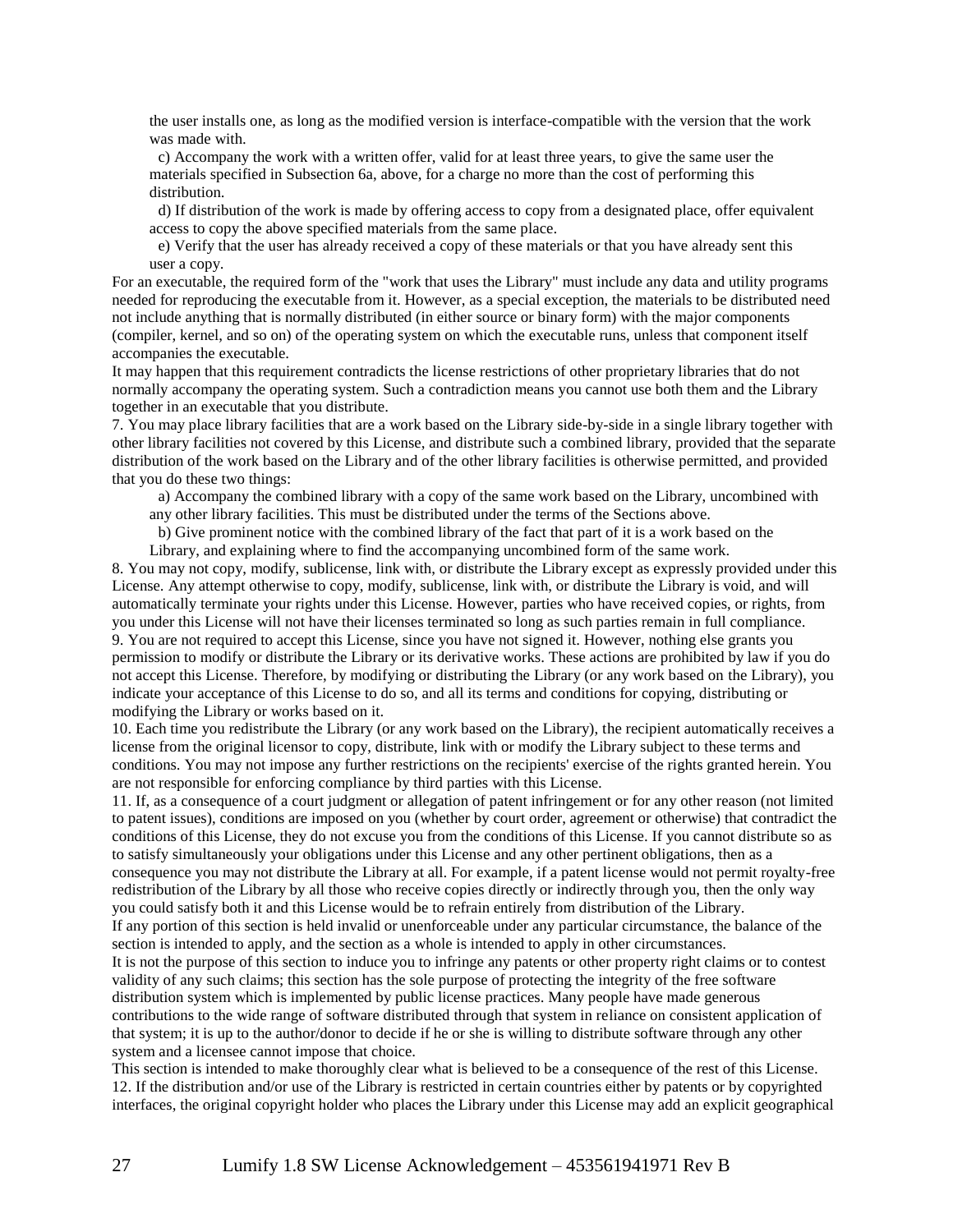the user installs one, as long as the modified version is interface-compatible with the version that the work was made with.

c) Accompany the work with a written offer, valid for at least three years, to give the same user the materials specified in Subsection 6a, above, for a charge no more than the cost of performing this distribution.

d) If distribution of the work is made by offering access to copy from a designated place, offer equivalent access to copy the above specified materials from the same place.

e) Verify that the user has already received a copy of these materials or that you have already sent this user a copy.

For an executable, the required form of the "work that uses the Library" must include any data and utility programs needed for reproducing the executable from it. However, as a special exception, the materials to be distributed need not include anything that is normally distributed (in either source or binary form) with the major components (compiler, kernel, and so on) of the operating system on which the executable runs, unless that component itself accompanies the executable.

It may happen that this requirement contradicts the license restrictions of other proprietary libraries that do not normally accompany the operating system. Such a contradiction means you cannot use both them and the Library together in an executable that you distribute.

7. You may place library facilities that are a work based on the Library side-by-side in a single library together with other library facilities not covered by this License, and distribute such a combined library, provided that the separate distribution of the work based on the Library and of the other library facilities is otherwise permitted, and provided that you do these two things:

a) Accompany the combined library with a copy of the same work based on the Library, uncombined with any other library facilities. This must be distributed under the terms of the Sections above.

b) Give prominent notice with the combined library of the fact that part of it is a work based on the Library, and explaining where to find the accompanying uncombined form of the same work.

8. You may not copy, modify, sublicense, link with, or distribute the Library except as expressly provided under this License. Any attempt otherwise to copy, modify, sublicense, link with, or distribute the Library is void, and will automatically terminate your rights under this License. However, parties who have received copies, or rights, from you under this License will not have their licenses terminated so long as such parties remain in full compliance.

9. You are not required to accept this License, since you have not signed it. However, nothing else grants you permission to modify or distribute the Library or its derivative works. These actions are prohibited by law if you do not accept this License. Therefore, by modifying or distributing the Library (or any work based on the Library), you indicate your acceptance of this License to do so, and all its terms and conditions for copying, distributing or modifying the Library or works based on it.

10. Each time you redistribute the Library (or any work based on the Library), the recipient automatically receives a license from the original licensor to copy, distribute, link with or modify the Library subject to these terms and conditions. You may not impose any further restrictions on the recipients' exercise of the rights granted herein. You are not responsible for enforcing compliance by third parties with this License.

11. If, as a consequence of a court judgment or allegation of patent infringement or for any other reason (not limited to patent issues), conditions are imposed on you (whether by court order, agreement or otherwise) that contradict the conditions of this License, they do not excuse you from the conditions of this License. If you cannot distribute so as to satisfy simultaneously your obligations under this License and any other pertinent obligations, then as a consequence you may not distribute the Library at all. For example, if a patent license would not permit royalty-free redistribution of the Library by all those who receive copies directly or indirectly through you, then the only way you could satisfy both it and this License would be to refrain entirely from distribution of the Library.

If any portion of this section is held invalid or unenforceable under any particular circumstance, the balance of the section is intended to apply, and the section as a whole is intended to apply in other circumstances.

It is not the purpose of this section to induce you to infringe any patents or other property right claims or to contest validity of any such claims; this section has the sole purpose of protecting the integrity of the free software distribution system which is implemented by public license practices. Many people have made generous contributions to the wide range of software distributed through that system in reliance on consistent application of that system; it is up to the author/donor to decide if he or she is willing to distribute software through any other system and a licensee cannot impose that choice.

This section is intended to make thoroughly clear what is believed to be a consequence of the rest of this License.

12. If the distribution and/or use of the Library is restricted in certain countries either by patents or by copyrighted interfaces, the original copyright holder who places the Library under this License may add an explicit geographical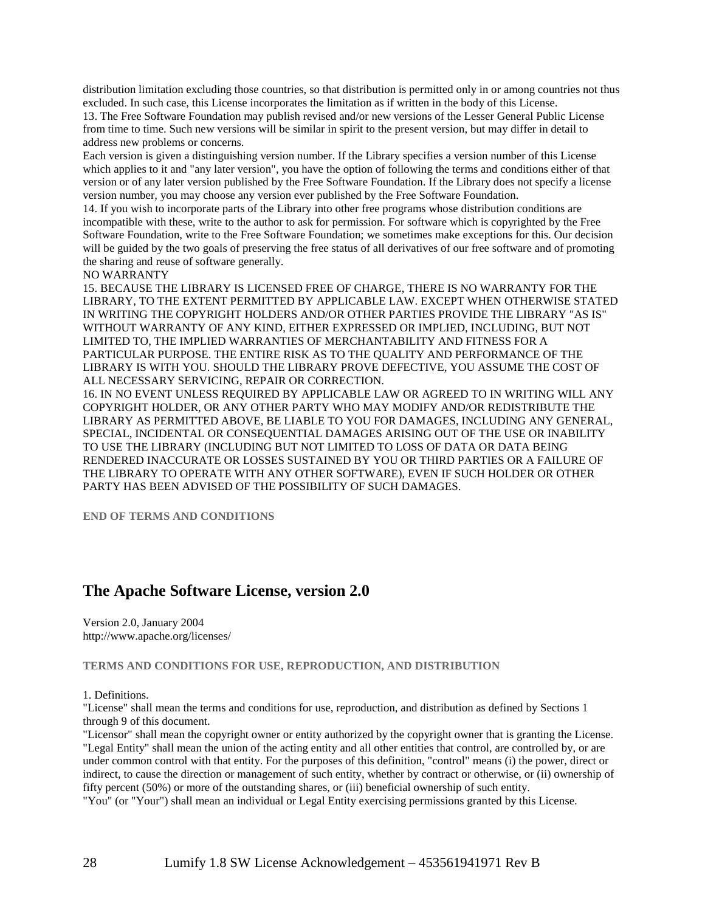distribution limitation excluding those countries, so that distribution is permitted only in or among countries not thus excluded. In such case, this License incorporates the limitation as if written in the body of this License.

13. The Free Software Foundation may publish revised and/or new versions of the Lesser General Public License from time to time. Such new versions will be similar in spirit to the present version, but may differ in detail to address new problems or concerns.

Each version is given a distinguishing version number. If the Library specifies a version number of this License which applies to it and "any later version", you have the option of following the terms and conditions either of that version or of any later version published by the Free Software Foundation. If the Library does not specify a license version number, you may choose any version ever published by the Free Software Foundation.

14. If you wish to incorporate parts of the Library into other free programs whose distribution conditions are incompatible with these, write to the author to ask for permission. For software which is copyrighted by the Free Software Foundation, write to the Free Software Foundation; we sometimes make exceptions for this. Our decision will be guided by the two goals of preserving the free status of all derivatives of our free software and of promoting the sharing and reuse of software generally.

NO WARRANTY

15. BECAUSE THE LIBRARY IS LICENSED FREE OF CHARGE, THERE IS NO WARRANTY FOR THE LIBRARY, TO THE EXTENT PERMITTED BY APPLICABLE LAW. EXCEPT WHEN OTHERWISE STATED IN WRITING THE COPYRIGHT HOLDERS AND/OR OTHER PARTIES PROVIDE THE LIBRARY "AS IS" WITHOUT WARRANTY OF ANY KIND, EITHER EXPRESSED OR IMPLIED, INCLUDING, BUT NOT LIMITED TO, THE IMPLIED WARRANTIES OF MERCHANTABILITY AND FITNESS FOR A PARTICULAR PURPOSE. THE ENTIRE RISK AS TO THE QUALITY AND PERFORMANCE OF THE LIBRARY IS WITH YOU. SHOULD THE LIBRARY PROVE DEFECTIVE, YOU ASSUME THE COST OF ALL NECESSARY SERVICING, REPAIR OR CORRECTION.

16. IN NO EVENT UNLESS REQUIRED BY APPLICABLE LAW OR AGREED TO IN WRITING WILL ANY COPYRIGHT HOLDER, OR ANY OTHER PARTY WHO MAY MODIFY AND/OR REDISTRIBUTE THE LIBRARY AS PERMITTED ABOVE, BE LIABLE TO YOU FOR DAMAGES, INCLUDING ANY GENERAL, SPECIAL, INCIDENTAL OR CONSEQUENTIAL DAMAGES ARISING OUT OF THE USE OR INABILITY TO USE THE LIBRARY (INCLUDING BUT NOT LIMITED TO LOSS OF DATA OR DATA BEING RENDERED INACCURATE OR LOSSES SUSTAINED BY YOU OR THIRD PARTIES OR A FAILURE OF THE LIBRARY TO OPERATE WITH ANY OTHER SOFTWARE), EVEN IF SUCH HOLDER OR OTHER PARTY HAS BEEN ADVISED OF THE POSSIBILITY OF SUCH DAMAGES.

**END OF TERMS AND CONDITIONS**

## The Apache Software License, version 2.0

Version 2.0, January 2004
http://www.apache.org/licenses/

**TERMS AND CONDITIONS FOR USE, REPRODUCTION, AND DISTRIBUTION**

1. Definitions.

"License" shall mean the terms and conditions for use, reproduction, and distribution as defined by Sections 1 through 9 of this document.

"Licensor" shall mean the copyright owner or entity authorized by the copyright owner that is granting the License.

"Legal Entity" shall mean the union of the acting entity and all other entities that control, are controlled by, or are under common control with that entity. For the purposes of this definition, "control" means (i) the power, direct or indirect, to cause the direction or management of such entity, whether by contract or otherwise, or (ii) ownership of fifty percent (50%) or more of the outstanding shares, or (iii) beneficial ownership of such entity.

"You" (or "Your") shall mean an individual or Legal Entity exercising permissions granted by this License.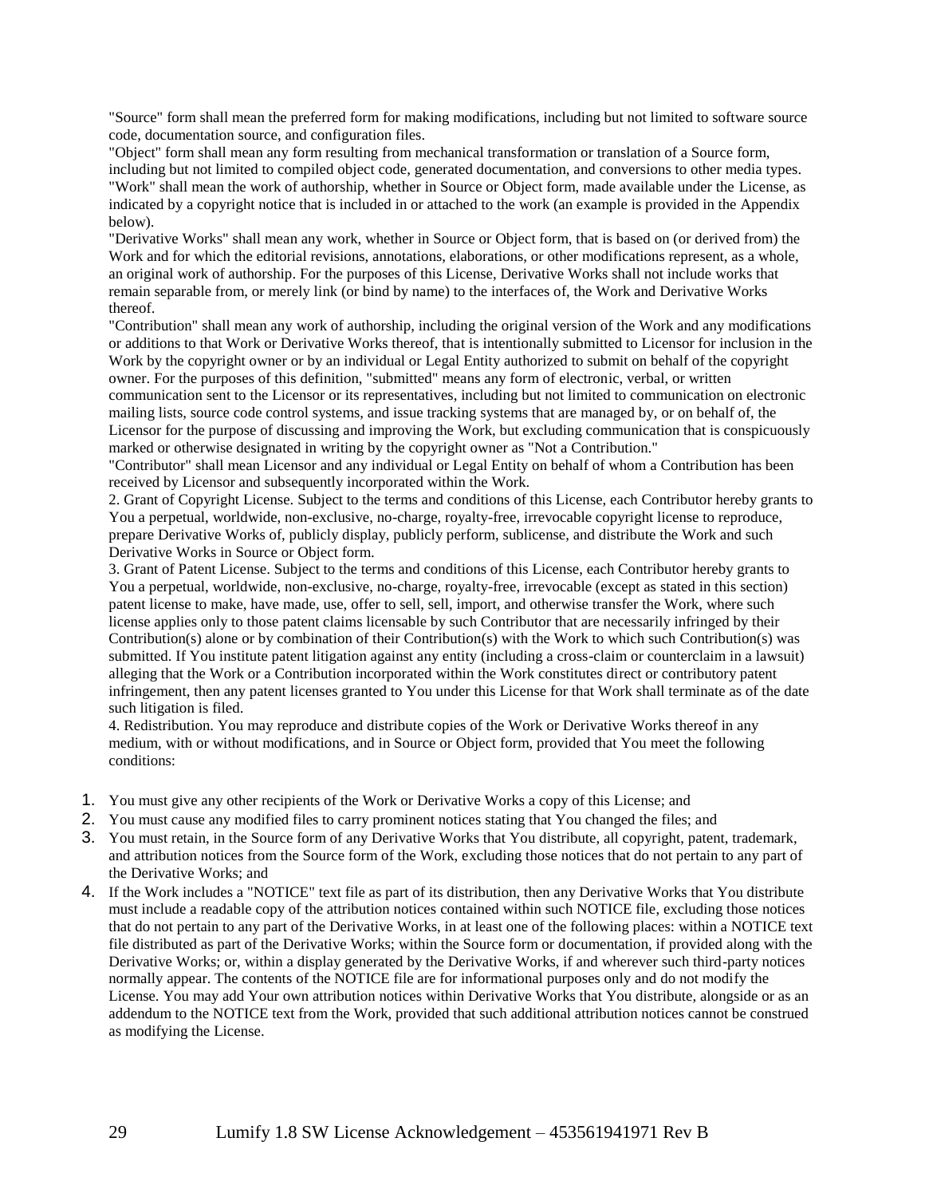"Source" form shall mean the preferred form for making modifications, including but not limited to software source code, documentation source, and configuration files.

"Object" form shall mean any form resulting from mechanical transformation or translation of a Source form, including but not limited to compiled object code, generated documentation, and conversions to other media types.

"Work" shall mean the work of authorship, whether in Source or Object form, made available under the License, as indicated by a copyright notice that is included in or attached to the work (an example is provided in the Appendix below).

"Derivative Works" shall mean any work, whether in Source or Object form, that is based on (or derived from) the Work and for which the editorial revisions, annotations, elaborations, or other modifications represent, as a whole, an original work of authorship. For the purposes of this License, Derivative Works shall not include works that remain separable from, or merely link (or bind by name) to the interfaces of, the Work and Derivative Works thereof.

"Contribution" shall mean any work of authorship, including the original version of the Work and any modifications or additions to that Work or Derivative Works thereof, that is intentionally submitted to Licensor for inclusion in the Work by the copyright owner or by an individual or Legal Entity authorized to submit on behalf of the copyright owner. For the purposes of this definition, "submitted" means any form of electronic, verbal, or written communication sent to the Licensor or its representatives, including but not limited to communication on electronic mailing lists, source code control systems, and issue tracking systems that are managed by, or on behalf of, the Licensor for the purpose of discussing and improving the Work, but excluding communication that is conspicuously marked or otherwise designated in writing by the copyright owner as "Not a Contribution."

"Contributor" shall mean Licensor and any individual or Legal Entity on behalf of whom a Contribution has been received by Licensor and subsequently incorporated within the Work.

2. Grant of Copyright License. Subject to the terms and conditions of this License, each Contributor hereby grants to You a perpetual, worldwide, non-exclusive, no-charge, royalty-free, irrevocable copyright license to reproduce, prepare Derivative Works of, publicly display, publicly perform, sublicense, and distribute the Work and such Derivative Works in Source or Object form.

3. Grant of Patent License. Subject to the terms and conditions of this License, each Contributor hereby grants to You a perpetual, worldwide, non-exclusive, no-charge, royalty-free, irrevocable (except as stated in this section) patent license to make, have made, use, offer to sell, sell, import, and otherwise transfer the Work, where such license applies only to those patent claims licensable by such Contributor that are necessarily infringed by their Contribution(s) alone or by combination of their Contribution(s) with the Work to which such Contribution(s) was submitted. If You institute patent litigation against any entity (including a cross-claim or counterclaim in a lawsuit) alleging that the Work or a Contribution incorporated within the Work constitutes direct or contributory patent infringement, then any patent licenses granted to You under this License for that Work shall terminate as of the date such litigation is filed.

4. Redistribution. You may reproduce and distribute copies of the Work or Derivative Works thereof in any medium, with or without modifications, and in Source or Object form, provided that You meet the following conditions:

1. You must give any other recipients of the Work or Derivative Works a copy of this License; and
2. You must cause any modified files to carry prominent notices stating that You changed the files; and
3. You must retain, in the Source form of any Derivative Works that You distribute, all copyright, patent, trademark, and attribution notices from the Source form of the Work, excluding those notices that do not pertain to any part of the Derivative Works; and
4. If the Work includes a "NOTICE" text file as part of its distribution, then any Derivative Works that You distribute must include a readable copy of the attribution notices contained within such NOTICE file, excluding those notices that do not pertain to any part of the Derivative Works, in at least one of the following places: within a NOTICE text file distributed as part of the Derivative Works; within the Source form or documentation, if provided along with the Derivative Works; or, within a display generated by the Derivative Works, if and wherever such third-party notices normally appear. The contents of the NOTICE file are for informational purposes only and do not modify the License. You may add Your own attribution notices within Derivative Works that You distribute, alongside or as an addendum to the NOTICE text from the Work, provided that such additional attribution notices cannot be construed as modifying the License.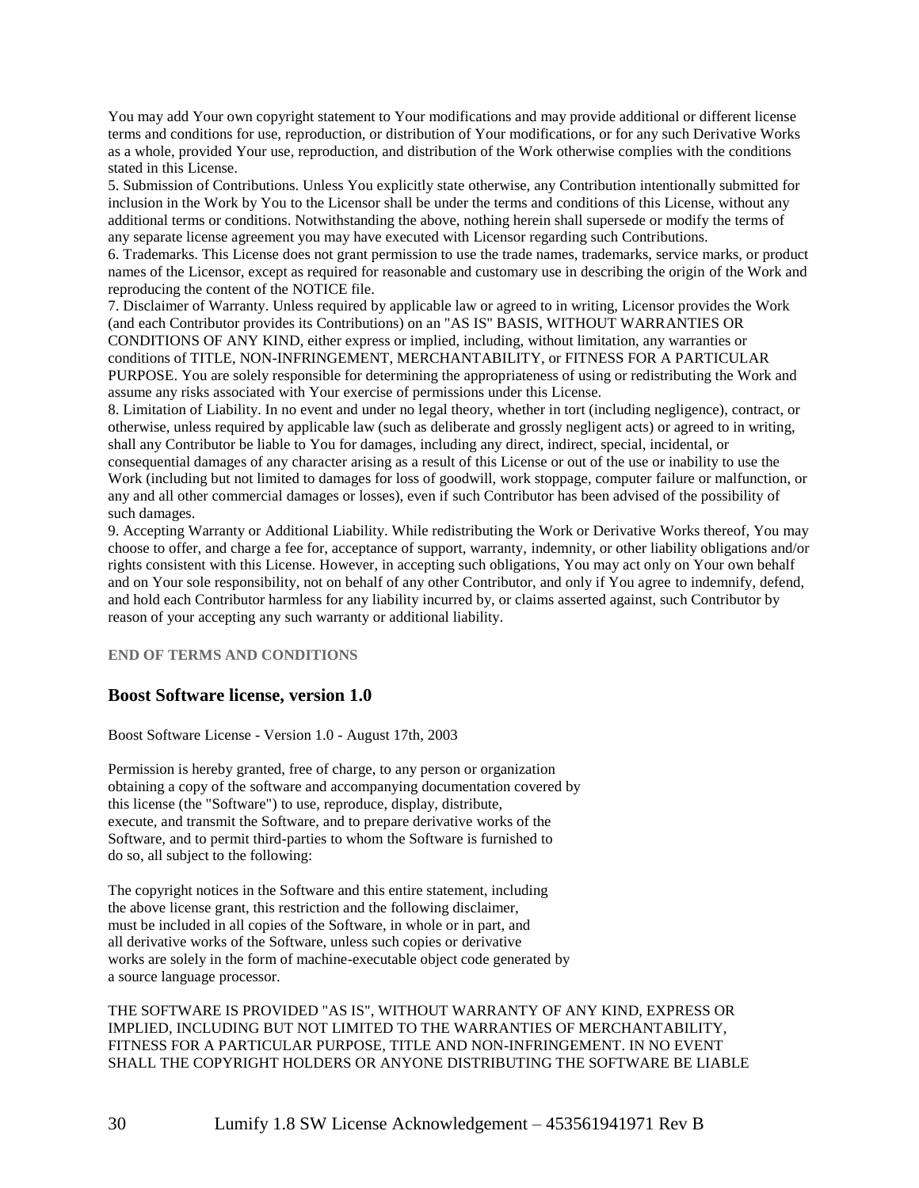You may add Your own copyright statement to Your modifications and may provide additional or different license terms and conditions for use, reproduction, or distribution of Your modifications, or for any such Derivative Works as a whole, provided Your use, reproduction, and distribution of the Work otherwise complies with the conditions stated in this License.

5. Submission of Contributions. Unless You explicitly state otherwise, any Contribution intentionally submitted for inclusion in the Work by You to the Licensor shall be under the terms and conditions of this License, without any additional terms or conditions. Notwithstanding the above, nothing herein shall supersede or modify the terms of any separate license agreement you may have executed with Licensor regarding such Contributions.

6. Trademarks. This License does not grant permission to use the trade names, trademarks, service marks, or product names of the Licensor, except as required for reasonable and customary use in describing the origin of the Work and reproducing the content of the NOTICE file.

7. Disclaimer of Warranty. Unless required by applicable law or agreed to in writing, Licensor provides the Work (and each Contributor provides its Contributions) on an "AS IS" BASIS, WITHOUT WARRANTIES OR CONDITIONS OF ANY KIND, either express or implied, including, without limitation, any warranties or conditions of TITLE, NON-INFRINGEMENT, MERCHANTABILITY, or FITNESS FOR A PARTICULAR PURPOSE. You are solely responsible for determining the appropriateness of using or redistributing the Work and assume any risks associated with Your exercise of permissions under this License.

8. Limitation of Liability. In no event and under no legal theory, whether in tort (including negligence), contract, or otherwise, unless required by applicable law (such as deliberate and grossly negligent acts) or agreed to in writing, shall any Contributor be liable to You for damages, including any direct, indirect, special, incidental, or consequential damages of any character arising as a result of this License or out of the use or inability to use the Work (including but not limited to damages for loss of goodwill, work stoppage, computer failure or malfunction, or any and all other commercial damages or losses), even if such Contributor has been advised of the possibility of such damages.

9. Accepting Warranty or Additional Liability. While redistributing the Work or Derivative Works thereof, You may choose to offer, and charge a fee for, acceptance of support, warranty, indemnity, or other liability obligations and/or rights consistent with this License. However, in accepting such obligations, You may act only on Your own behalf and on Your sole responsibility, not on behalf of any other Contributor, and only if You agree to indemnify, defend, and hold each Contributor harmless for any liability incurred by, or claims asserted against, such Contributor by reason of your accepting any such warranty or additional liability.

**END OF TERMS AND CONDITIONS**

### Boost Software license, version 1.0

Boost Software License - Version 1.0 - August 17th, 2003

Permission is hereby granted, free of charge, to any person or organization obtaining a copy of the software and accompanying documentation covered by this license (the "Software") to use, reproduce, display, distribute, execute, and transmit the Software, and to prepare derivative works of the Software, and to permit third-parties to whom the Software is furnished to do so, all subject to the following:

The copyright notices in the Software and this entire statement, including the above license grant, this restriction and the following disclaimer, must be included in all copies of the Software, in whole or in part, and all derivative works of the Software, unless such copies or derivative works are solely in the form of machine-executable object code generated by a source language processor.

THE SOFTWARE IS PROVIDED "AS IS", WITHOUT WARRANTY OF ANY KIND, EXPRESS OR IMPLIED, INCLUDING BUT NOT LIMITED TO THE WARRANTIES OF MERCHANTABILITY, FITNESS FOR A PARTICULAR PURPOSE, TITLE AND NON-INFRINGEMENT. IN NO EVENT SHALL THE COPYRIGHT HOLDERS OR ANYONE DISTRIBUTING THE SOFTWARE BE LIABLE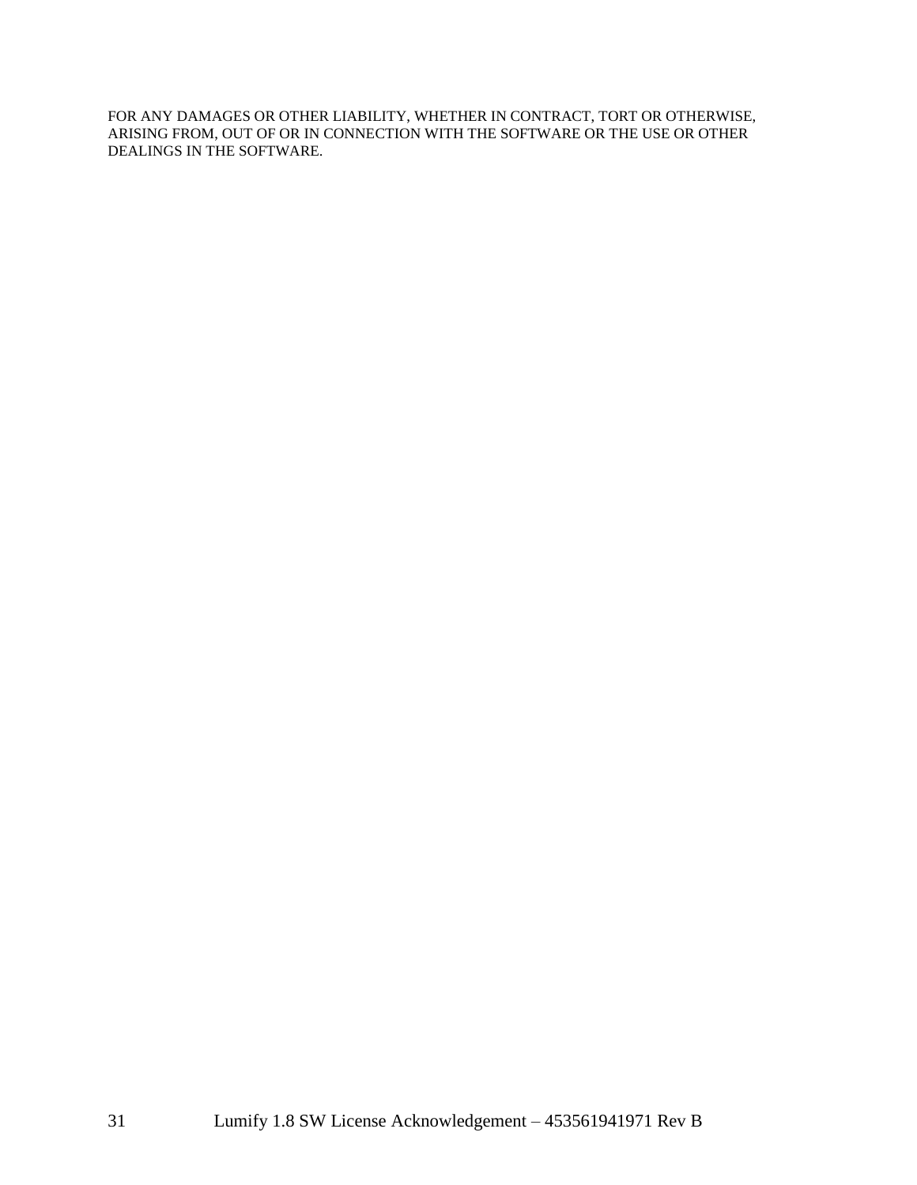FOR ANY DAMAGES OR OTHER LIABILITY, WHETHER IN CONTRACT, TORT OR OTHERWISE, ARISING FROM, OUT OF OR IN CONNECTION WITH THE SOFTWARE OR THE USE OR OTHER DEALINGS IN THE SOFTWARE.